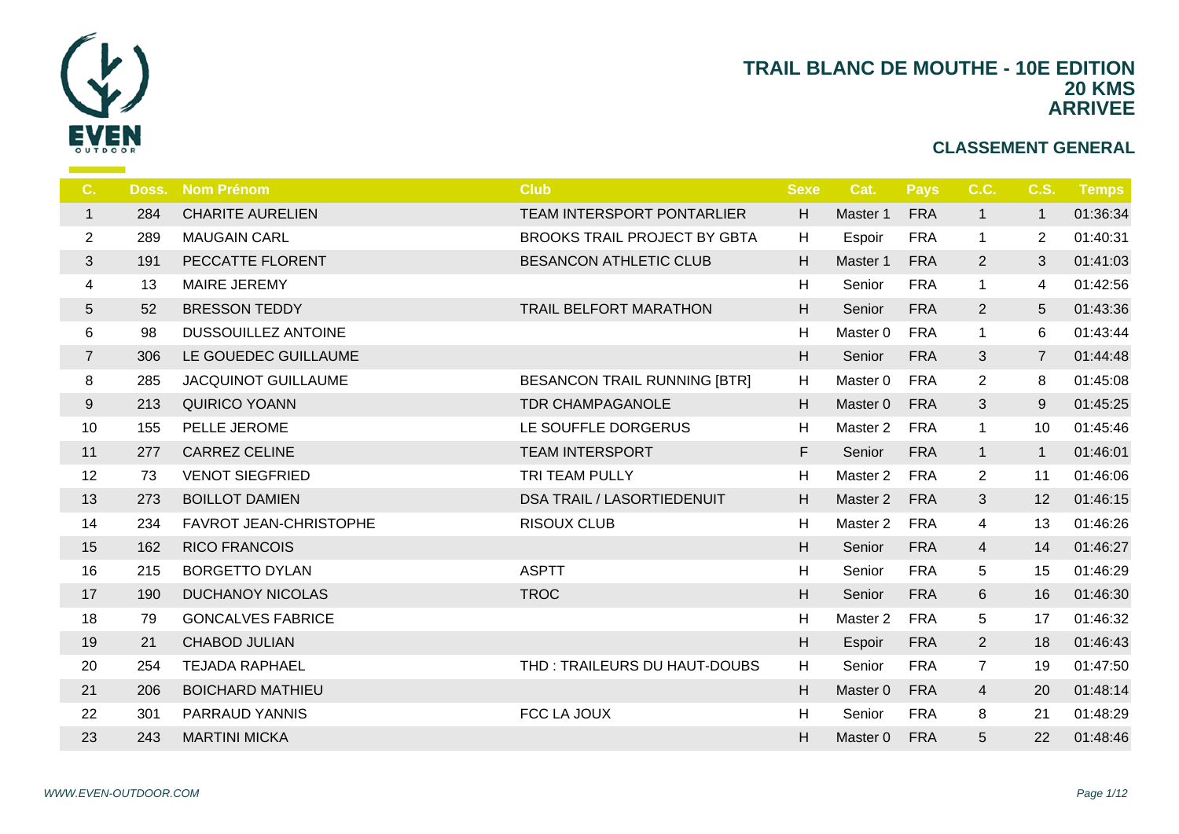# TRAIL BLANC DE MOUTHE - 10E EDITION
## 20 KMS
## ARRIVEE

### CLASSEMENT GENERAL

| C. | Doss. | Nom Prénom | Club | Sexe | Cat. | Pays | C.C. | C.S. | Temps |
|---|---|---|---|---|---|---|---|---|---|
| 1 | 284 | CHARITE AURELIEN | TEAM INTERSPORT PONTARLIER | H | Master 1 | FRA | 1 | 1 | 01:36:34 |
| 2 | 289 | MAUGAIN CARL | BROOKS TRAIL PROJECT BY GBTA | H | Espoir | FRA | 1 | 2 | 01:40:31 |
| 3 | 191 | PECCATTE FLORENT | BESANCON ATHLETIC CLUB | H | Master 1 | FRA | 2 | 3 | 01:41:03 |
| 4 | 13 | MAIRE JEREMY | | H | Senior | FRA | 1 | 4 | 01:42:56 |
| 5 | 52 | BRESSON TEDDY | TRAIL BELFORT MARATHON | H | Senior | FRA | 2 | 5 | 01:43:36 |
| 6 | 98 | DUSSOUILLEZ ANTOINE | | H | Master 0 | FRA | 1 | 6 | 01:43:44 |
| 7 | 306 | LE GOUEDEC GUILLAUME | | H | Senior | FRA | 3 | 7 | 01:44:48 |
| 8 | 285 | JACQUINOT GUILLAUME | BESANCON TRAIL RUNNING [BTR] | H | Master 0 | FRA | 2 | 8 | 01:45:08 |
| 9 | 213 | QUIRICO YOANN | TDR CHAMPAGANOLE | H | Master 0 | FRA | 3 | 9 | 01:45:25 |
| 10 | 155 | PELLE JEROME | LE SOUFFLE DORGERUS | H | Master 2 | FRA | 1 | 10 | 01:45:46 |
| 11 | 277 | CARREZ CELINE | TEAM INTERSPORT | F | Senior | FRA | 1 | 1 | 01:46:01 |
| 12 | 73 | VENOT SIEGFRIED | TRI TEAM PULLY | H | Master 2 | FRA | 2 | 11 | 01:46:06 |
| 13 | 273 | BOILLOT DAMIEN | DSA TRAIL / LASORTIEDENUIT | H | Master 2 | FRA | 3 | 12 | 01:46:15 |
| 14 | 234 | FAVROT JEAN-CHRISTOPHE | RISOUX CLUB | H | Master 2 | FRA | 4 | 13 | 01:46:26 |
| 15 | 162 | RICO FRANCOIS | | H | Senior | FRA | 4 | 14 | 01:46:27 |
| 16 | 215 | BORGETTO DYLAN | ASPTT | H | Senior | FRA | 5 | 15 | 01:46:29 |
| 17 | 190 | DUCHANOY NICOLAS | TROC | H | Senior | FRA | 6 | 16 | 01:46:30 |
| 18 | 79 | GONCALVES FABRICE | | H | Master 2 | FRA | 5 | 17 | 01:46:32 |
| 19 | 21 | CHABOD JULIAN | | H | Espoir | FRA | 2 | 18 | 01:46:43 |
| 20 | 254 | TEJADA RAPHAEL | THD : TRAILEURS DU HAUT-DOUBS | H | Senior | FRA | 7 | 19 | 01:47:50 |
| 21 | 206 | BOICHARD MATHIEU | | H | Master 0 | FRA | 4 | 20 | 01:48:14 |
| 22 | 301 | PARRAUD YANNIS | FCC LA JOUX | H | Senior | FRA | 8 | 21 | 01:48:29 |
| 23 | 243 | MARTINI MICKA | | H | Master 0 | FRA | 5 | 22 | 01:48:46 |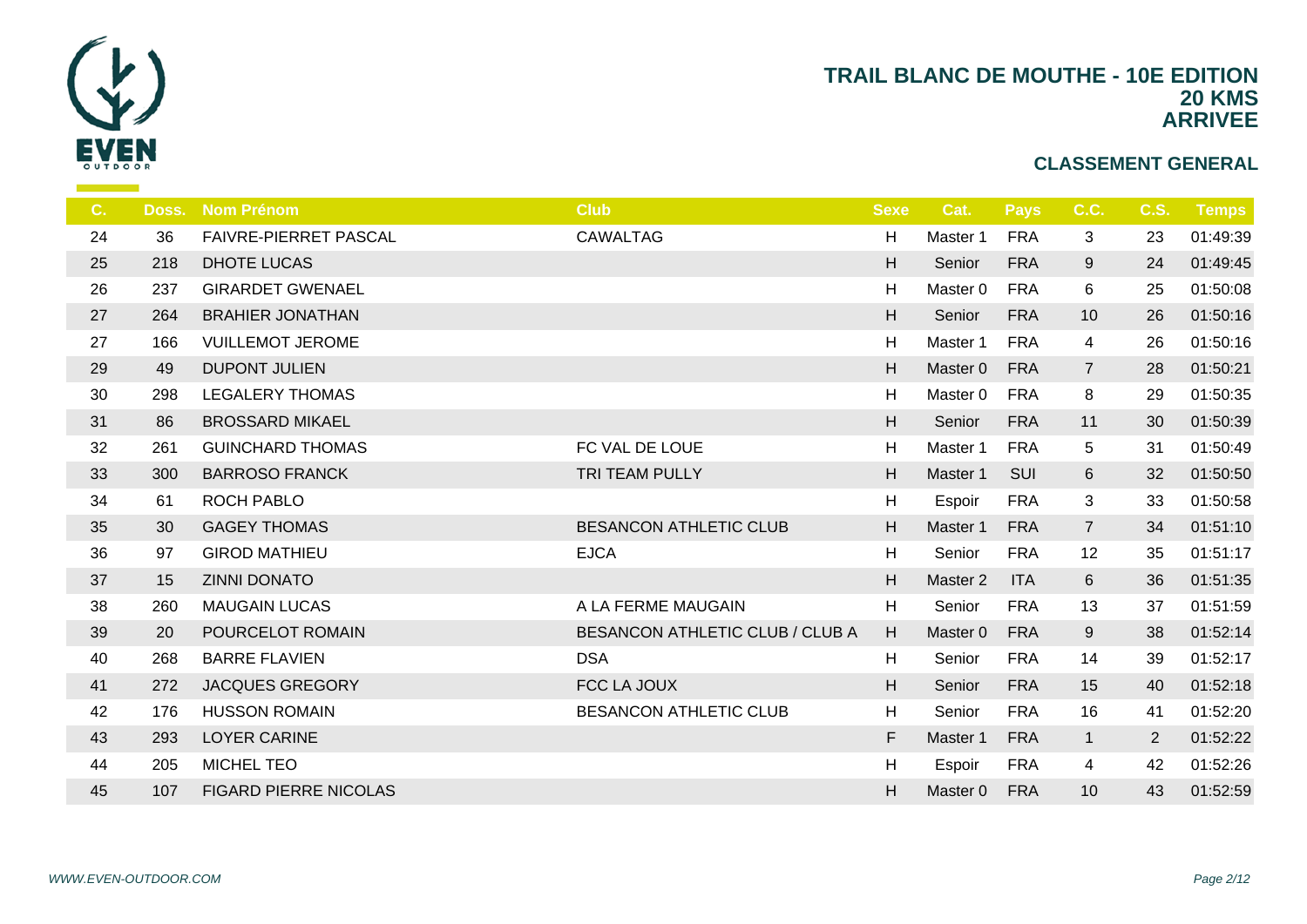# TRAIL BLANC DE MOUTHE - 10E EDITION
## 20 KMS
## ARRIVEE

### CLASSEMENT GENERAL

| C. | Doss. | Nom Prénom | Club | Sexe | Cat. | Pays | C.C. | C.S. | Temps |
|---|---|---|---|---|---|---|---|---|---|
| 24 | 36 | FAIVRE-PIERRET PASCAL | CAWALTAG | H | Master 1 | FRA | 3 | 23 | 01:49:39 |
| 25 | 218 | DHOTE LUCAS | | H | Senior | FRA | 9 | 24 | 01:49:45 |
| 26 | 237 | GIRARDET GWENAEL | | H | Master 0 | FRA | 6 | 25 | 01:50:08 |
| 27 | 264 | BRAHIER JONATHAN | | H | Senior | FRA | 10 | 26 | 01:50:16 |
| 27 | 166 | VUILLEMOT JEROME | | H | Master 1 | FRA | 4 | 26 | 01:50:16 |
| 29 | 49 | DUPONT JULIEN | | H | Master 0 | FRA | 7 | 28 | 01:50:21 |
| 30 | 298 | LEGALERY THOMAS | | H | Master 0 | FRA | 8 | 29 | 01:50:35 |
| 31 | 86 | BROSSARD MIKAEL | | H | Senior | FRA | 11 | 30 | 01:50:39 |
| 32 | 261 | GUINCHARD THOMAS | FC VAL DE LOUE | H | Master 1 | FRA | 5 | 31 | 01:50:49 |
| 33 | 300 | BARROSO FRANCK | TRI TEAM PULLY | H | Master 1 | SUI | 6 | 32 | 01:50:50 |
| 34 | 61 | ROCH PABLO | | H | Espoir | FRA | 3 | 33 | 01:50:58 |
| 35 | 30 | GAGEY THOMAS | BESANCON ATHLETIC CLUB | H | Master 1 | FRA | 7 | 34 | 01:51:10 |
| 36 | 97 | GIROD MATHIEU | EJCA | H | Senior | FRA | 12 | 35 | 01:51:17 |
| 37 | 15 | ZINNI DONATO | | H | Master 2 | ITA | 6 | 36 | 01:51:35 |
| 38 | 260 | MAUGAIN LUCAS | A LA FERME MAUGAIN | H | Senior | FRA | 13 | 37 | 01:51:59 |
| 39 | 20 | POURCELOT ROMAIN | BESANCON ATHLETIC CLUB / CLUB A | H | Master 0 | FRA | 9 | 38 | 01:52:14 |
| 40 | 268 | BARRE FLAVIEN | DSA | H | Senior | FRA | 14 | 39 | 01:52:17 |
| 41 | 272 | JACQUES GREGORY | FCC LA JOUX | H | Senior | FRA | 15 | 40 | 01:52:18 |
| 42 | 176 | HUSSON ROMAIN | BESANCON ATHLETIC CLUB | H | Senior | FRA | 16 | 41 | 01:52:20 |
| 43 | 293 | LOYER CARINE | | F | Master 1 | FRA | 1 | 2 | 01:52:22 |
| 44 | 205 | MICHEL TEO | | H | Espoir | FRA | 4 | 42 | 01:52:26 |
| 45 | 107 | FIGARD PIERRE NICOLAS | | H | Master 0 | FRA | 10 | 43 | 01:52:59 |

*WWW.EVEN-OUTDOOR.COM*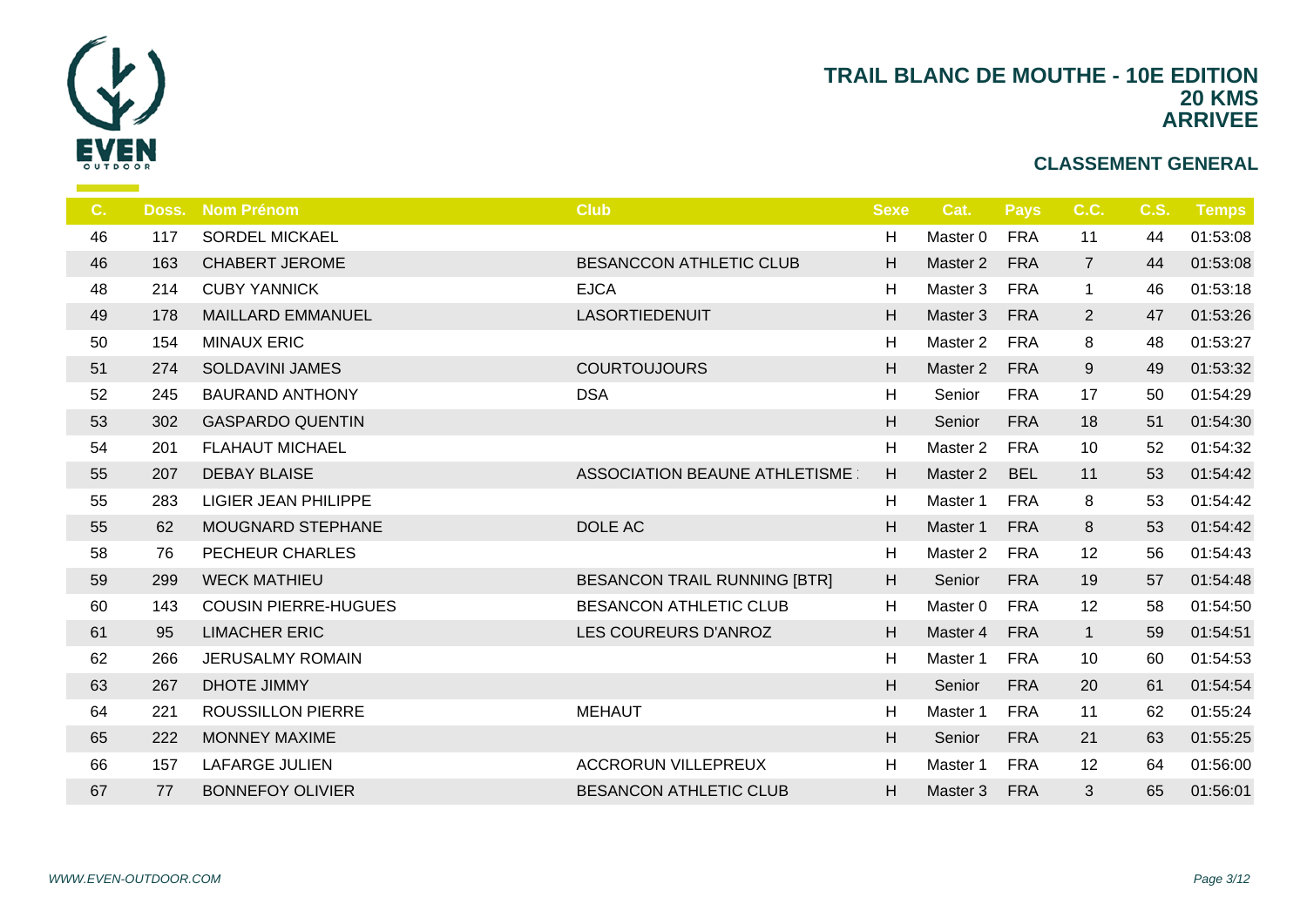# TRAIL BLANC DE MOUTHE - 10E EDITION
## 20 KMS
## ARRIVEE

### CLASSEMENT GENERAL

| C. | Doss. | Nom Prénom | Club | Sexe | Cat. | Pays | C.C. | C.S. | Temps |
|---|---|---|---|---|---|---|---|---|---|
| 46 | 117 | SORDEL MICKAEL | | H | Master 0 | FRA | 11 | 44 | 01:53:08 |
| 46 | 163 | CHABERT JEROME | BESANCCON ATHLETIC CLUB | H | Master 2 | FRA | 7 | 44 | 01:53:08 |
| 48 | 214 | CUBY YANNICK | EJCA | H | Master 3 | FRA | 1 | 46 | 01:53:18 |
| 49 | 178 | MAILLARD EMMANUEL | LASORTIEDENUIT | H | Master 3 | FRA | 2 | 47 | 01:53:26 |
| 50 | 154 | MINAUX ERIC | | H | Master 2 | FRA | 8 | 48 | 01:53:27 |
| 51 | 274 | SOLDAVINI JAMES | COURTOUJOURS | H | Master 2 | FRA | 9 | 49 | 01:53:32 |
| 52 | 245 | BAURAND ANTHONY | DSA | H | Senior | FRA | 17 | 50 | 01:54:29 |
| 53 | 302 | GASPARDO QUENTIN | | H | Senior | FRA | 18 | 51 | 01:54:30 |
| 54 | 201 | FLAHAUT MICHAEL | | H | Master 2 | FRA | 10 | 52 | 01:54:32 |
| 55 | 207 | DEBAY BLAISE | ASSOCIATION BEAUNE ATHLETISME | H | Master 2 | BEL | 11 | 53 | 01:54:42 |
| 55 | 283 | LIGIER JEAN PHILIPPE | | H | Master 1 | FRA | 8 | 53 | 01:54:42 |
| 55 | 62 | MOUGNARD STEPHANE | DOLE AC | H | Master 1 | FRA | 8 | 53 | 01:54:42 |
| 58 | 76 | PECHEUR CHARLES | | H | Master 2 | FRA | 12 | 56 | 01:54:43 |
| 59 | 299 | WECK MATHIEU | BESANCON TRAIL RUNNING [BTR] | H | Senior | FRA | 19 | 57 | 01:54:48 |
| 60 | 143 | COUSIN PIERRE-HUGUES | BESANCON ATHLETIC CLUB | H | Master 0 | FRA | 12 | 58 | 01:54:50 |
| 61 | 95 | LIMACHER ERIC | LES COUREURS D'ANROZ | H | Master 4 | FRA | 1 | 59 | 01:54:51 |
| 62 | 266 | JERUSALMY ROMAIN | | H | Master 1 | FRA | 10 | 60 | 01:54:53 |
| 63 | 267 | DHOTE JIMMY | | H | Senior | FRA | 20 | 61 | 01:54:54 |
| 64 | 221 | ROUSSILLON PIERRE | MEHAUT | H | Master 1 | FRA | 11 | 62 | 01:55:24 |
| 65 | 222 | MONNEY MAXIME | | H | Senior | FRA | 21 | 63 | 01:55:25 |
| 66 | 157 | LAFARGE JULIEN | ACCRORUN VILLEPREUX | H | Master 1 | FRA | 12 | 64 | 01:56:00 |
| 67 | 77 | BONNEFOY OLIVIER | BESANCON ATHLETIC CLUB | H | Master 3 | FRA | 3 | 65 | 01:56:01 |

*WWW.EVEN-OUTDOOR.COM*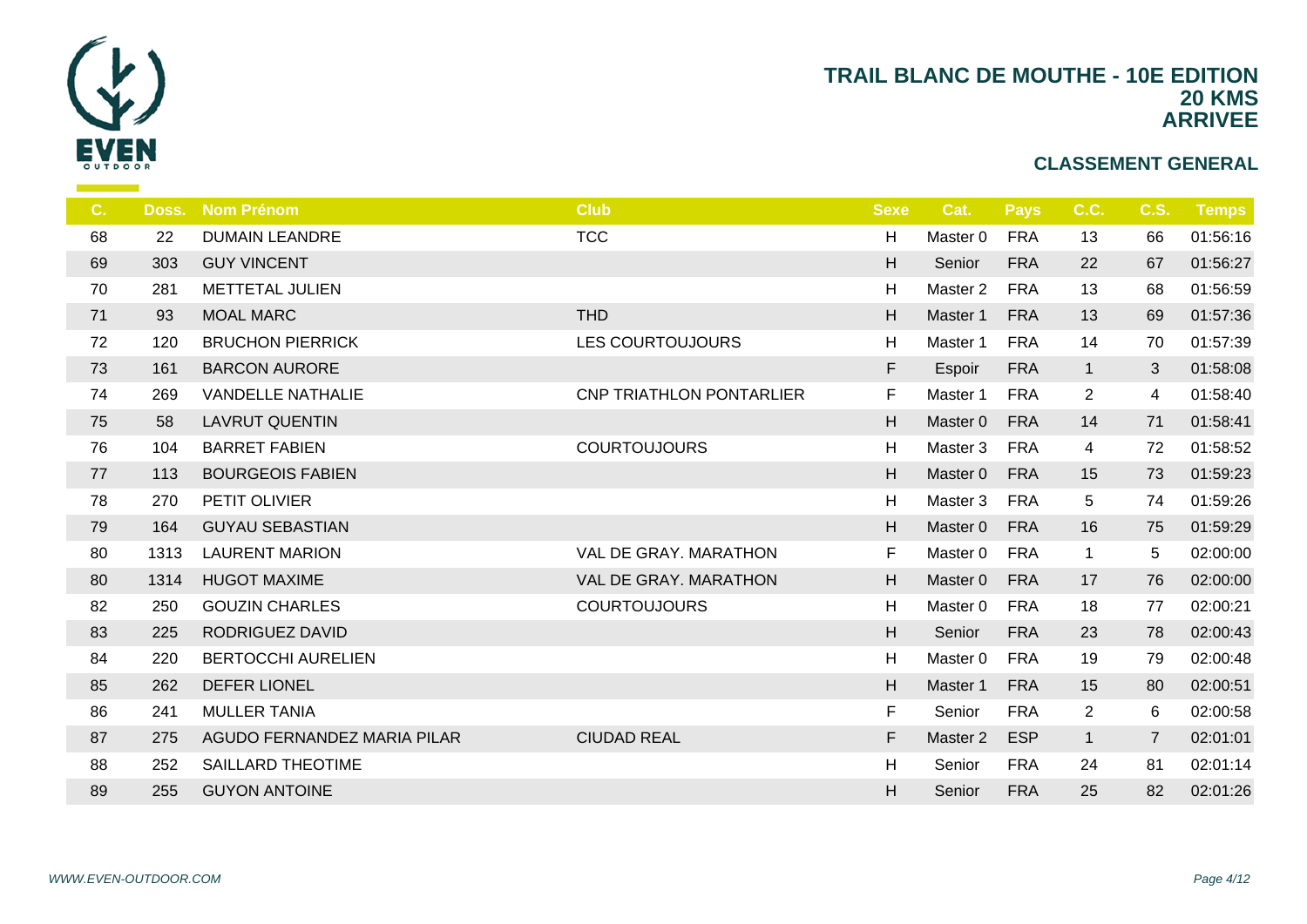# TRAIL BLANC DE MOUTHE - 10E EDITION
## 20 KMS
## ARRIVEE

### CLASSEMENT GENERAL

| C. | Doss. | Nom Prénom | Club | Sexe | Cat. | Pays | C.C. | C.S. | Temps |
|---|---|---|---|---|---|---|---|---|---|
| 68 | 22 | DUMAIN LEANDRE | TCC | H | Master 0 | FRA | 13 | 66 | 01:56:16 |
| 69 | 303 | GUY VINCENT | | H | Senior | FRA | 22 | 67 | 01:56:27 |
| 70 | 281 | METTETAL JULIEN | | H | Master 2 | FRA | 13 | 68 | 01:56:59 |
| 71 | 93 | MOAL MARC | THD | H | Master 1 | FRA | 13 | 69 | 01:57:36 |
| 72 | 120 | BRUCHON PIERRICK | LES COURTOUJOURS | H | Master 1 | FRA | 14 | 70 | 01:57:39 |
| 73 | 161 | BARCON AURORE | | F | Espoir | FRA | 1 | 3 | 01:58:08 |
| 74 | 269 | VANDELLE NATHALIE | CNP TRIATHLON PONTARLIER | F | Master 1 | FRA | 2 | 4 | 01:58:40 |
| 75 | 58 | LAVRUT QUENTIN | | H | Master 0 | FRA | 14 | 71 | 01:58:41 |
| 76 | 104 | BARRET FABIEN | COURTOUJOURS | H | Master 3 | FRA | 4 | 72 | 01:58:52 |
| 77 | 113 | BOURGEOIS FABIEN | | H | Master 0 | FRA | 15 | 73 | 01:59:23 |
| 78 | 270 | PETIT OLIVIER | | H | Master 3 | FRA | 5 | 74 | 01:59:26 |
| 79 | 164 | GUYAU SEBASTIAN | | H | Master 0 | FRA | 16 | 75 | 01:59:29 |
| 80 | 1313 | LAURENT MARION | VAL DE GRAY. MARATHON | F | Master 0 | FRA | 1 | 5 | 02:00:00 |
| 80 | 1314 | HUGOT MAXIME | VAL DE GRAY. MARATHON | H | Master 0 | FRA | 17 | 76 | 02:00:00 |
| 82 | 250 | GOUZIN CHARLES | COURTOUJOURS | H | Master 0 | FRA | 18 | 77 | 02:00:21 |
| 83 | 225 | RODRIGUEZ DAVID | | H | Senior | FRA | 23 | 78 | 02:00:43 |
| 84 | 220 | BERTOCCHI AURELIEN | | H | Master 0 | FRA | 19 | 79 | 02:00:48 |
| 85 | 262 | DEFER LIONEL | | H | Master 1 | FRA | 15 | 80 | 02:00:51 |
| 86 | 241 | MULLER TANIA | | F | Senior | FRA | 2 | 6 | 02:00:58 |
| 87 | 275 | AGUDO FERNANDEZ MARIA PILAR | CIUDAD REAL | F | Master 2 | ESP | 1 | 7 | 02:01:01 |
| 88 | 252 | SAILLARD THEOTIME | | H | Senior | FRA | 24 | 81 | 02:01:14 |
| 89 | 255 | GUYON ANTOINE | | H | Senior | FRA | 25 | 82 | 02:01:26 |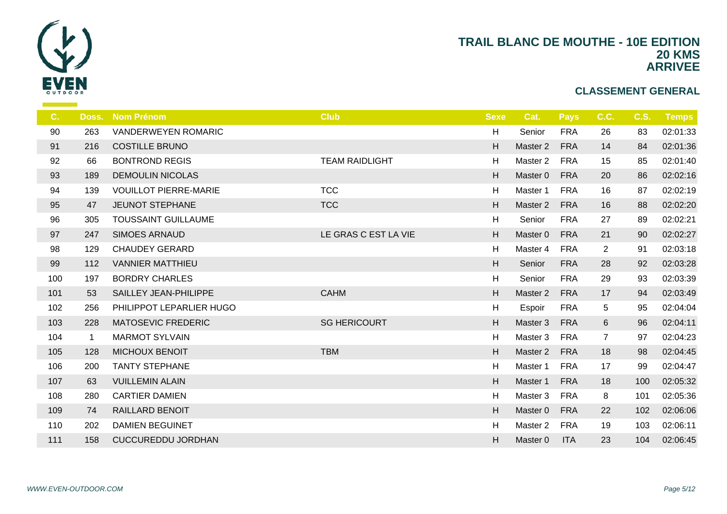# TRAIL BLANC DE MOUTHE - 10E EDITION
## 20 KMS
## ARRIVEE

### CLASSEMENT GENERAL

| C. | Doss. | Nom Prénom | Club | Sexe | Cat. | Pays | C.C. | C.S. | Temps |
|---|---|---|---|---|---|---|---|---|---|
| 90 | 263 | VANDERWEYEN ROMARIC | | H | Senior | FRA | 26 | 83 | 02:01:33 |
| 91 | 216 | COSTILLE BRUNO | | H | Master 2 | FRA | 14 | 84 | 02:01:36 |
| 92 | 66 | BONTROND REGIS | TEAM RAIDLIGHT | H | Master 2 | FRA | 15 | 85 | 02:01:40 |
| 93 | 189 | DEMOULIN NICOLAS | | H | Master 0 | FRA | 20 | 86 | 02:02:16 |
| 94 | 139 | VOUILLOT PIERRE-MARIE | TCC | H | Master 1 | FRA | 16 | 87 | 02:02:19 |
| 95 | 47 | JEUNOT STEPHANE | TCC | H | Master 2 | FRA | 16 | 88 | 02:02:20 |
| 96 | 305 | TOUSSAINT GUILLAUME | | H | Senior | FRA | 27 | 89 | 02:02:21 |
| 97 | 247 | SIMOES ARNAUD | LE GRAS C EST LA VIE | H | Master 0 | FRA | 21 | 90 | 02:02:27 |
| 98 | 129 | CHAUDEY GERARD | | H | Master 4 | FRA | 2 | 91 | 02:03:18 |
| 99 | 112 | VANNIER MATTHIEU | | H | Senior | FRA | 28 | 92 | 02:03:28 |
| 100 | 197 | BORDRY CHARLES | | H | Senior | FRA | 29 | 93 | 02:03:39 |
| 101 | 53 | SAILLEY JEAN-PHILIPPE | CAHM | H | Master 2 | FRA | 17 | 94 | 02:03:49 |
| 102 | 256 | PHILIPPOT LEPARLIER HUGO | | H | Espoir | FRA | 5 | 95 | 02:04:04 |
| 103 | 228 | MATOSEVIC FREDERIC | SG HERICOURT | H | Master 3 | FRA | 6 | 96 | 02:04:11 |
| 104 | 1 | MARMOT SYLVAIN | | H | Master 3 | FRA | 7 | 97 | 02:04:23 |
| 105 | 128 | MICHOUX BENOIT | TBM | H | Master 2 | FRA | 18 | 98 | 02:04:45 |
| 106 | 200 | TANTY STEPHANE | | H | Master 1 | FRA | 17 | 99 | 02:04:47 |
| 107 | 63 | VUILLEMIN ALAIN | | H | Master 1 | FRA | 18 | 100 | 02:05:32 |
| 108 | 280 | CARTIER DAMIEN | | H | Master 3 | FRA | 8 | 101 | 02:05:36 |
| 109 | 74 | RAILLARD BENOIT | | H | Master 0 | FRA | 22 | 102 | 02:06:06 |
| 110 | 202 | DAMIEN BEGUINET | | H | Master 2 | FRA | 19 | 103 | 02:06:11 |
| 111 | 158 | CUCCUREDDU JORDHAN | | H | Master 0 | ITA | 23 | 104 | 02:06:45 |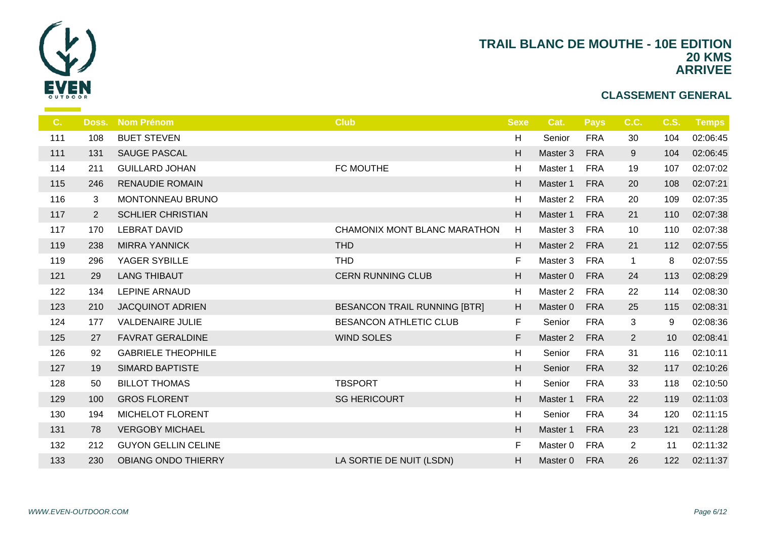# TRAIL BLANC DE MOUTHE - 10E EDITION
## 20 KMS
## ARRIVEE

### CLASSEMENT GENERAL

| C. | Doss. | Nom Prénom | Club | Sexe | Cat. | Pays | C.C. | C.S. | Temps |
|---|---|---|---|---|---|---|---|---|---|
| 111 | 108 | BUET STEVEN | | H | Senior | FRA | 30 | 104 | 02:06:45 |
| 111 | 131 | SAUGE PASCAL | | H | Master 3 | FRA | 9 | 104 | 02:06:45 |
| 114 | 211 | GUILLARD JOHAN | FC MOUTHE | H | Master 1 | FRA | 19 | 107 | 02:07:02 |
| 115 | 246 | RENAUDIE ROMAIN | | H | Master 1 | FRA | 20 | 108 | 02:07:21 |
| 116 | 3 | MONTONNEAU BRUNO | | H | Master 2 | FRA | 20 | 109 | 02:07:35 |
| 117 | 2 | SCHLIER CHRISTIAN | | H | Master 1 | FRA | 21 | 110 | 02:07:38 |
| 117 | 170 | LEBRAT DAVID | CHAMONIX MONT BLANC MARATHON | H | Master 3 | FRA | 10 | 110 | 02:07:38 |
| 119 | 238 | MIRRA YANNICK | THD | H | Master 2 | FRA | 21 | 112 | 02:07:55 |
| 119 | 296 | YAGER SYBILLE | THD | F | Master 3 | FRA | 1 | 8 | 02:07:55 |
| 121 | 29 | LANG THIBAUT | CERN RUNNING CLUB | H | Master 0 | FRA | 24 | 113 | 02:08:29 |
| 122 | 134 | LEPINE ARNAUD | | H | Master 2 | FRA | 22 | 114 | 02:08:30 |
| 123 | 210 | JACQUINOT ADRIEN | BESANCON TRAIL RUNNING [BTR] | H | Master 0 | FRA | 25 | 115 | 02:08:31 |
| 124 | 177 | VALDENAIRE JULIE | BESANCON ATHLETIC CLUB | F | Senior | FRA | 3 | 9 | 02:08:36 |
| 125 | 27 | FAVRAT GERALDINE | WIND SOLES | F | Master 2 | FRA | 2 | 10 | 02:08:41 |
| 126 | 92 | GABRIELE THEOPHILE | | H | Senior | FRA | 31 | 116 | 02:10:11 |
| 127 | 19 | SIMARD BAPTISTE | | H | Senior | FRA | 32 | 117 | 02:10:26 |
| 128 | 50 | BILLOT THOMAS | TBSPORT | H | Senior | FRA | 33 | 118 | 02:10:50 |
| 129 | 100 | GROS FLORENT | SG HERICOURT | H | Master 1 | FRA | 22 | 119 | 02:11:03 |
| 130 | 194 | MICHELOT FLORENT | | H | Senior | FRA | 34 | 120 | 02:11:15 |
| 131 | 78 | VERGOBY MICHAEL | | H | Master 1 | FRA | 23 | 121 | 02:11:28 |
| 132 | 212 | GUYON GELLIN CELINE | | F | Master 0 | FRA | 2 | 11 | 02:11:32 |
| 133 | 230 | OBIANG ONDO THIERRY | LA SORTIE DE NUIT (LSDN) | H | Master 0 | FRA | 26 | 122 | 02:11:37 |

*WWW.EVEN-OUTDOOR.COM*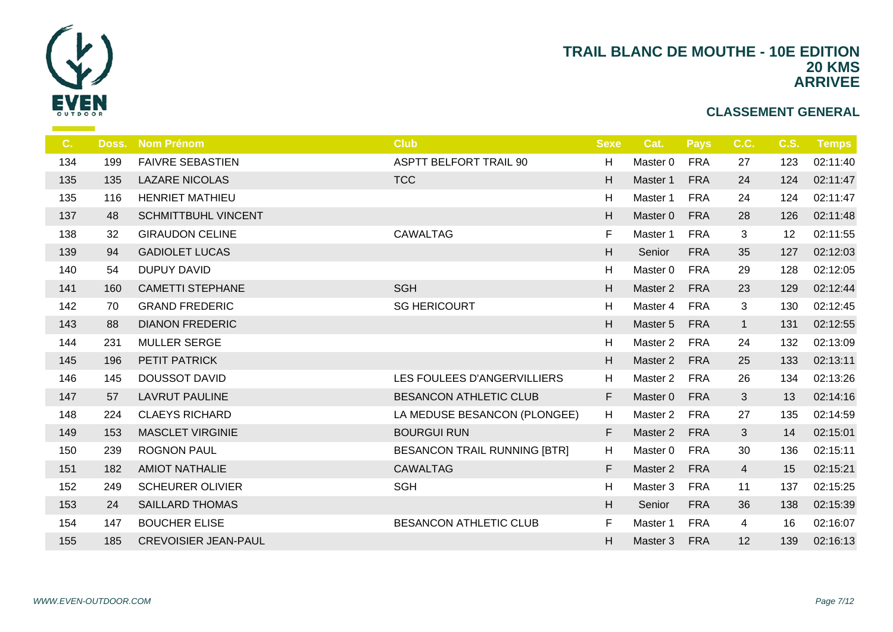# TRAIL BLANC DE MOUTHE - 10E EDITION
## 20 KMS
## ARRIVEE

### CLASSEMENT GENERAL

| C. | Doss. | Nom Prénom | Club | Sexe | Cat. | Pays | C.C. | C.S. | Temps |
|---|---|---|---|---|---|---|---|---|---|
| 134 | 199 | FAIVRE SEBASTIEN | ASPTT BELFORT TRAIL 90 | H | Master 0 | FRA | 27 | 123 | 02:11:40 |
| 135 | 135 | LAZARE NICOLAS | TCC | H | Master 1 | FRA | 24 | 124 | 02:11:47 |
| 135 | 116 | HENRIET MATHIEU | | H | Master 1 | FRA | 24 | 124 | 02:11:47 |
| 137 | 48 | SCHMITTBUHL VINCENT | | H | Master 0 | FRA | 28 | 126 | 02:11:48 |
| 138 | 32 | GIRAUDON CELINE | CAWALTAG | F | Master 1 | FRA | 3 | 12 | 02:11:55 |
| 139 | 94 | GADIOLET LUCAS | | H | Senior | FRA | 35 | 127 | 02:12:03 |
| 140 | 54 | DUPUY DAVID | | H | Master 0 | FRA | 29 | 128 | 02:12:05 |
| 141 | 160 | CAMETTI STEPHANE | SGH | H | Master 2 | FRA | 23 | 129 | 02:12:44 |
| 142 | 70 | GRAND FREDERIC | SG HERICOURT | H | Master 4 | FRA | 3 | 130 | 02:12:45 |
| 143 | 88 | DIANON FREDERIC | | H | Master 5 | FRA | 1 | 131 | 02:12:55 |
| 144 | 231 | MULLER SERGE | | H | Master 2 | FRA | 24 | 132 | 02:13:09 |
| 145 | 196 | PETIT PATRICK | | H | Master 2 | FRA | 25 | 133 | 02:13:11 |
| 146 | 145 | DOUSSOT DAVID | LES FOULEES D'ANGERVILLIERS | H | Master 2 | FRA | 26 | 134 | 02:13:26 |
| 147 | 57 | LAVRUT PAULINE | BESANCON ATHLETIC CLUB | F | Master 0 | FRA | 3 | 13 | 02:14:16 |
| 148 | 224 | CLAEYS RICHARD | LA MEDUSE BESANCON (PLONGEE) | H | Master 2 | FRA | 27 | 135 | 02:14:59 |
| 149 | 153 | MASCLET VIRGINIE | BOURGUI RUN | F | Master 2 | FRA | 3 | 14 | 02:15:01 |
| 150 | 239 | ROGNON PAUL | BESANCON TRAIL RUNNING [BTR] | H | Master 0 | FRA | 30 | 136 | 02:15:11 |
| 151 | 182 | AMIOT NATHALIE | CAWALTAG | F | Master 2 | FRA | 4 | 15 | 02:15:21 |
| 152 | 249 | SCHEURER OLIVIER | SGH | H | Master 3 | FRA | 11 | 137 | 02:15:25 |
| 153 | 24 | SAILLARD THOMAS | | H | Senior | FRA | 36 | 138 | 02:15:39 |
| 154 | 147 | BOUCHER ELISE | BESANCON ATHLETIC CLUB | F | Master 1 | FRA | 4 | 16 | 02:16:07 |
| 155 | 185 | CREVOISIER JEAN-PAUL | | H | Master 3 | FRA | 12 | 139 | 02:16:13 |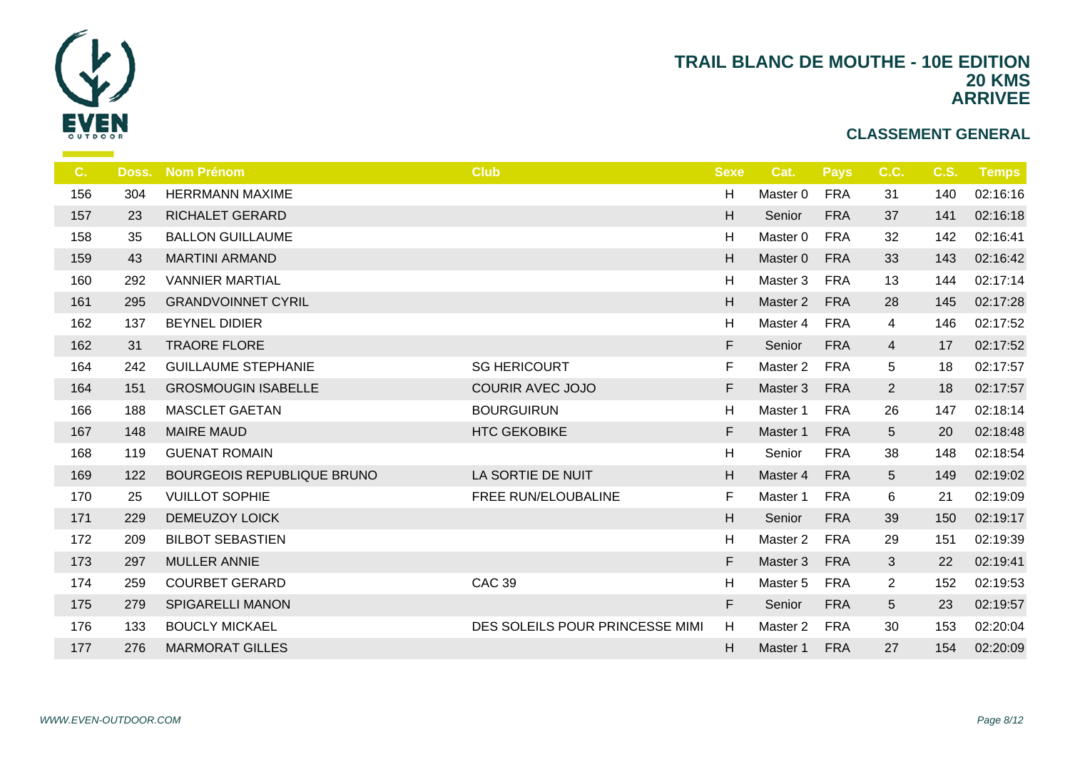# TRAIL BLANC DE MOUTHE - 10E EDITION
## 20 KMS
## ARRIVEE

### CLASSEMENT GENERAL

| C. | Doss. | Nom Prénom | Club | Sexe | Cat. | Pays | C.C. | C.S. | Temps |
|---|---|---|---|---|---|---|---|---|---|
| 156 | 304 | HERRMANN MAXIME | | H | Master 0 | FRA | 31 | 140 | 02:16:16 |
| 157 | 23 | RICHALET GERARD | | H | Senior | FRA | 37 | 141 | 02:16:18 |
| 158 | 35 | BALLON GUILLAUME | | H | Master 0 | FRA | 32 | 142 | 02:16:41 |
| 159 | 43 | MARTINI ARMAND | | H | Master 0 | FRA | 33 | 143 | 02:16:42 |
| 160 | 292 | VANNIER MARTIAL | | H | Master 3 | FRA | 13 | 144 | 02:17:14 |
| 161 | 295 | GRANDVOINNET CYRIL | | H | Master 2 | FRA | 28 | 145 | 02:17:28 |
| 162 | 137 | BEYNEL DIDIER | | H | Master 4 | FRA | 4 | 146 | 02:17:52 |
| 162 | 31 | TRAORE FLORE | | F | Senior | FRA | 4 | 17 | 02:17:52 |
| 164 | 242 | GUILLAUME STEPHANIE | SG HERICOURT | F | Master 2 | FRA | 5 | 18 | 02:17:57 |
| 164 | 151 | GROSMOUGIN ISABELLE | COURIR AVEC JOJO | F | Master 3 | FRA | 2 | 18 | 02:17:57 |
| 166 | 188 | MASCLET GAETAN | BOURGUIRUN | H | Master 1 | FRA | 26 | 147 | 02:18:14 |
| 167 | 148 | MAIRE MAUD | HTC GEKOBIKE | F | Master 1 | FRA | 5 | 20 | 02:18:48 |
| 168 | 119 | GUENAT ROMAIN | | H | Senior | FRA | 38 | 148 | 02:18:54 |
| 169 | 122 | BOURGEOIS REPUBLIQUE BRUNO | LA SORTIE DE NUIT | H | Master 4 | FRA | 5 | 149 | 02:19:02 |
| 170 | 25 | VUILLOT SOPHIE | FREE RUN/ELOUBALINE | F | Master 1 | FRA | 6 | 21 | 02:19:09 |
| 171 | 229 | DEMEUZOY LOICK | | H | Senior | FRA | 39 | 150 | 02:19:17 |
| 172 | 209 | BILBOT SEBASTIEN | | H | Master 2 | FRA | 29 | 151 | 02:19:39 |
| 173 | 297 | MULLER ANNIE | | F | Master 3 | FRA | 3 | 22 | 02:19:41 |
| 174 | 259 | COURBET GERARD | CAC 39 | H | Master 5 | FRA | 2 | 152 | 02:19:53 |
| 175 | 279 | SPIGARELLI MANON | | F | Senior | FRA | 5 | 23 | 02:19:57 |
| 176 | 133 | BOUCLY MICKAEL | DES SOLEILS POUR PRINCESSE MIMI | H | Master 2 | FRA | 30 | 153 | 02:20:04 |
| 177 | 276 | MARMORAT GILLES | | H | Master 1 | FRA | 27 | 154 | 02:20:09 |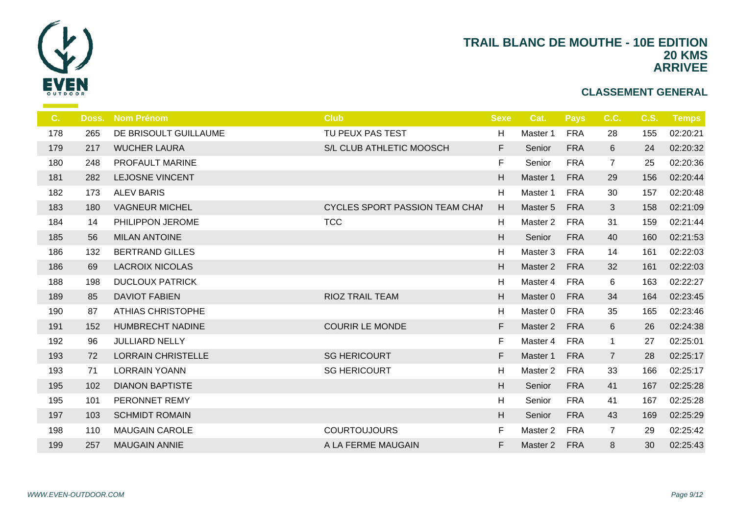# TRAIL BLANC DE MOUTHE - 10E EDITION
## 20 KMS
## ARRIVEE

### CLASSEMENT GENERAL

| C. | Doss. | Nom Prénom | Club | Sexe | Cat. | Pays | C.C. | C.S. | Temps |
|---|---|---|---|---|---|---|---|---|---|
| 178 | 265 | DE BRISOULT GUILLAUME | TU PEUX PAS TEST | H | Master 1 | FRA | 28 | 155 | 02:20:21 |
| 179 | 217 | WUCHER LAURA | S/L CLUB ATHLETIC MOOSCH | F | Senior | FRA | 6 | 24 | 02:20:32 |
| 180 | 248 | PROFAULT MARINE | | F | Senior | FRA | 7 | 25 | 02:20:36 |
| 181 | 282 | LEJOSNE VINCENT | | H | Master 1 | FRA | 29 | 156 | 02:20:44 |
| 182 | 173 | ALEV BARIS | | H | Master 1 | FRA | 30 | 157 | 02:20:48 |
| 183 | 180 | VAGNEUR MICHEL | CYCLES SPORT PASSION TEAM CHAI | H | Master 5 | FRA | 3 | 158 | 02:21:09 |
| 184 | 14 | PHILIPPON JEROME | TCC | H | Master 2 | FRA | 31 | 159 | 02:21:44 |
| 185 | 56 | MILAN ANTOINE | | H | Senior | FRA | 40 | 160 | 02:21:53 |
| 186 | 132 | BERTRAND GILLES | | H | Master 3 | FRA | 14 | 161 | 02:22:03 |
| 186 | 69 | LACROIX NICOLAS | | H | Master 2 | FRA | 32 | 161 | 02:22:03 |
| 188 | 198 | DUCLOUX PATRICK | | H | Master 4 | FRA | 6 | 163 | 02:22:27 |
| 189 | 85 | DAVIOT FABIEN | RIOZ TRAIL TEAM | H | Master 0 | FRA | 34 | 164 | 02:23:45 |
| 190 | 87 | ATHIAS CHRISTOPHE | | H | Master 0 | FRA | 35 | 165 | 02:23:46 |
| 191 | 152 | HUMBRECHT NADINE | COURIR LE MONDE | F | Master 2 | FRA | 6 | 26 | 02:24:38 |
| 192 | 96 | JULLIARD NELLY | | F | Master 4 | FRA | 1 | 27 | 02:25:01 |
| 193 | 72 | LORRAIN CHRISTELLE | SG HERICOURT | F | Master 1 | FRA | 7 | 28 | 02:25:17 |
| 193 | 71 | LORRAIN YOANN | SG HERICOURT | H | Master 2 | FRA | 33 | 166 | 02:25:17 |
| 195 | 102 | DIANON BAPTISTE | | H | Senior | FRA | 41 | 167 | 02:25:28 |
| 195 | 101 | PERONNET REMY | | H | Senior | FRA | 41 | 167 | 02:25:28 |
| 197 | 103 | SCHMIDT ROMAIN | | H | Senior | FRA | 43 | 169 | 02:25:29 |
| 198 | 110 | MAUGAIN CAROLE | COURTOUJOURS | F | Master 2 | FRA | 7 | 29 | 02:25:42 |
| 199 | 257 | MAUGAIN ANNIE | A LA FERME MAUGAIN | F | Master 2 | FRA | 8 | 30 | 02:25:43 |

*WWW.EVEN-OUTDOOR.COM*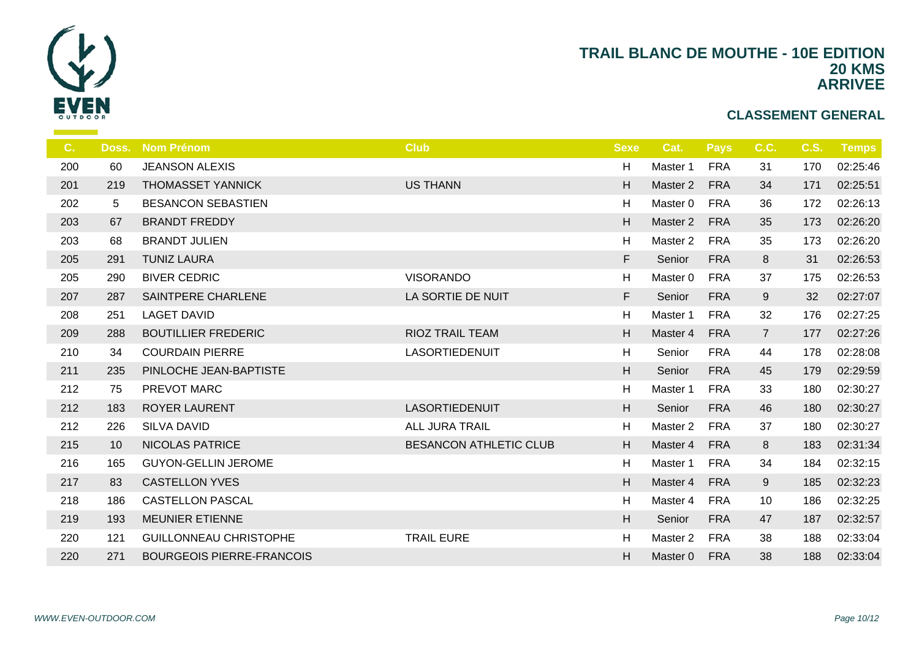# TRAIL BLANC DE MOUTHE - 10E EDITION
## 20 KMS
## ARRIVEE

### CLASSEMENT GENERAL

| C. | Doss. | Nom Prénom | Club | Sexe | Cat. | Pays | C.C. | C.S. | Temps |
|---|---|---|---|---|---|---|---|---|---|
| 200 | 60 | JEANSON ALEXIS | | H | Master 1 | FRA | 31 | 170 | 02:25:46 |
| 201 | 219 | THOMASSET YANNICK | US THANN | H | Master 2 | FRA | 34 | 171 | 02:25:51 |
| 202 | 5 | BESANCON SEBASTIEN | | H | Master 0 | FRA | 36 | 172 | 02:26:13 |
| 203 | 67 | BRANDT FREDDY | | H | Master 2 | FRA | 35 | 173 | 02:26:20 |
| 203 | 68 | BRANDT JULIEN | | H | Master 2 | FRA | 35 | 173 | 02:26:20 |
| 205 | 291 | TUNIZ LAURA | | F | Senior | FRA | 8 | 31 | 02:26:53 |
| 205 | 290 | BIVER CEDRIC | VISORANDO | H | Master 0 | FRA | 37 | 175 | 02:26:53 |
| 207 | 287 | SAINTPERE CHARLENE | LA SORTIE DE NUIT | F | Senior | FRA | 9 | 32 | 02:27:07 |
| 208 | 251 | LAGET DAVID | | H | Master 1 | FRA | 32 | 176 | 02:27:25 |
| 209 | 288 | BOUTILLIER FREDERIC | RIOZ TRAIL TEAM | H | Master 4 | FRA | 7 | 177 | 02:27:26 |
| 210 | 34 | COURDAIN PIERRE | LASORTIEDENUIT | H | Senior | FRA | 44 | 178 | 02:28:08 |
| 211 | 235 | PINLOCHE JEAN-BAPTISTE | | H | Senior | FRA | 45 | 179 | 02:29:59 |
| 212 | 75 | PREVOT MARC | | H | Master 1 | FRA | 33 | 180 | 02:30:27 |
| 212 | 183 | ROYER LAURENT | LASORTIEDENUIT | H | Senior | FRA | 46 | 180 | 02:30:27 |
| 212 | 226 | SILVA DAVID | ALL JURA TRAIL | H | Master 2 | FRA | 37 | 180 | 02:30:27 |
| 215 | 10 | NICOLAS PATRICE | BESANCON ATHLETIC CLUB | H | Master 4 | FRA | 8 | 183 | 02:31:34 |
| 216 | 165 | GUYON-GELLIN JEROME | | H | Master 1 | FRA | 34 | 184 | 02:32:15 |
| 217 | 83 | CASTELLON YVES | | H | Master 4 | FRA | 9 | 185 | 02:32:23 |
| 218 | 186 | CASTELLON PASCAL | | H | Master 4 | FRA | 10 | 186 | 02:32:25 |
| 219 | 193 | MEUNIER ETIENNE | | H | Senior | FRA | 47 | 187 | 02:32:57 |
| 220 | 121 | GUILLONNEAU CHRISTOPHE | TRAIL EURE | H | Master 2 | FRA | 38 | 188 | 02:33:04 |
| 220 | 271 | BOURGEOIS PIERRE-FRANCOIS | | H | Master 0 | FRA | 38 | 188 | 02:33:04 |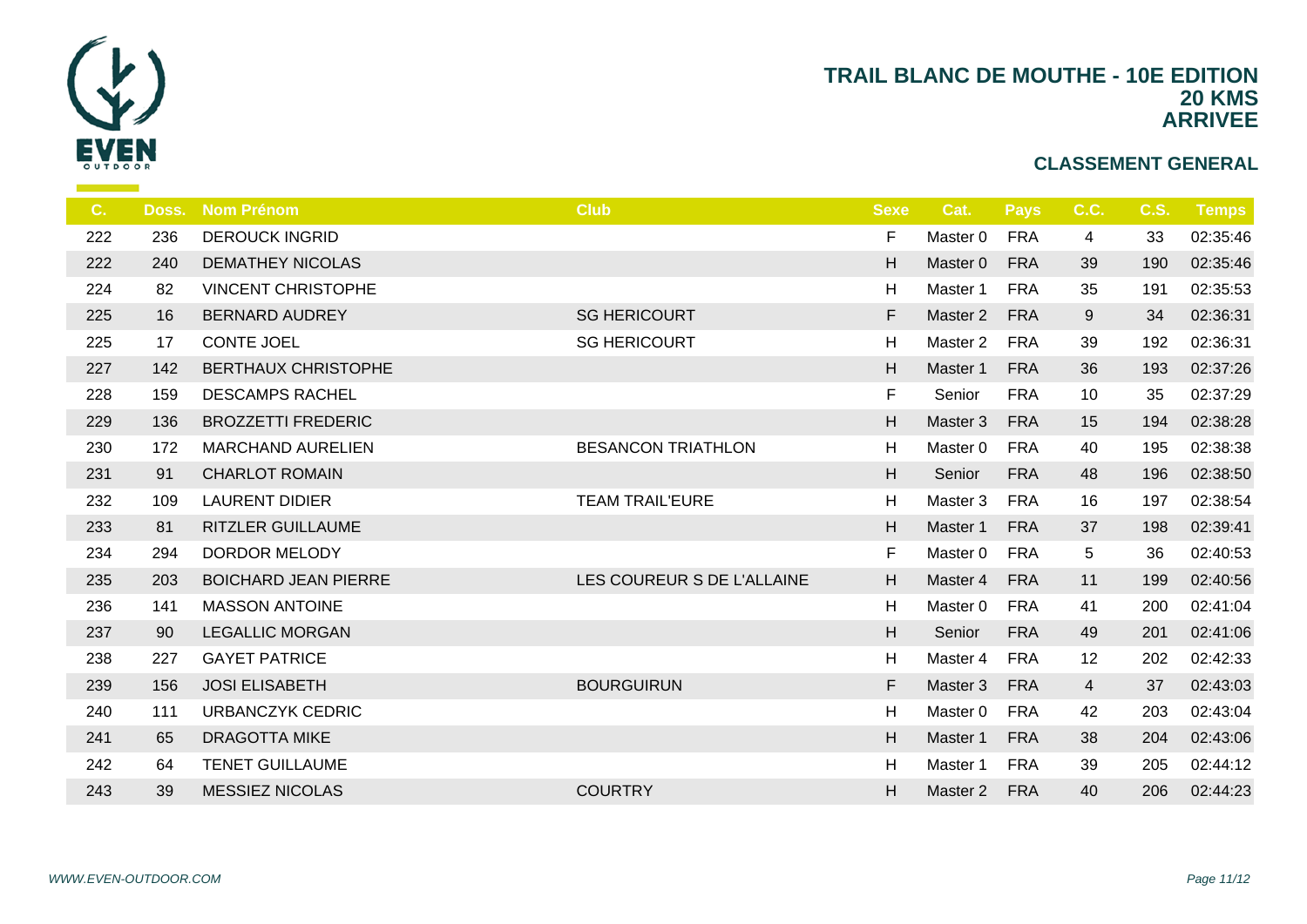# TRAIL BLANC DE MOUTHE - 10E EDITION
## 20 KMS
## ARRIVEE

### CLASSEMENT GENERAL

| C. | Doss. | Nom Prénom | Club | Sexe | Cat. | Pays | C.C. | C.S. | Temps |
|---|---|---|---|---|---|---|---|---|---|
| 222 | 236 | DEROUCK INGRID | | F | Master 0 | FRA | 4 | 33 | 02:35:46 |
| 222 | 240 | DEMATHEY NICOLAS | | H | Master 0 | FRA | 39 | 190 | 02:35:46 |
| 224 | 82 | VINCENT CHRISTOPHE | | H | Master 1 | FRA | 35 | 191 | 02:35:53 |
| 225 | 16 | BERNARD AUDREY | SG HERICOURT | F | Master 2 | FRA | 9 | 34 | 02:36:31 |
| 225 | 17 | CONTE JOEL | SG HERICOURT | H | Master 2 | FRA | 39 | 192 | 02:36:31 |
| 227 | 142 | BERTHAUX CHRISTOPHE | | H | Master 1 | FRA | 36 | 193 | 02:37:26 |
| 228 | 159 | DESCAMPS RACHEL | | F | Senior | FRA | 10 | 35 | 02:37:29 |
| 229 | 136 | BROZZETTI FREDERIC | | H | Master 3 | FRA | 15 | 194 | 02:38:28 |
| 230 | 172 | MARCHAND AURELIEN | BESANCON TRIATHLON | H | Master 0 | FRA | 40 | 195 | 02:38:38 |
| 231 | 91 | CHARLOT ROMAIN | | H | Senior | FRA | 48 | 196 | 02:38:50 |
| 232 | 109 | LAURENT DIDIER | TEAM TRAIL'EURE | H | Master 3 | FRA | 16 | 197 | 02:38:54 |
| 233 | 81 | RITZLER GUILLAUME | | H | Master 1 | FRA | 37 | 198 | 02:39:41 |
| 234 | 294 | DORDOR MELODY | | F | Master 0 | FRA | 5 | 36 | 02:40:53 |
| 235 | 203 | BOICHARD JEAN PIERRE | LES COUREUR S DE L'ALLAINE | H | Master 4 | FRA | 11 | 199 | 02:40:56 |
| 236 | 141 | MASSON ANTOINE | | H | Master 0 | FRA | 41 | 200 | 02:41:04 |
| 237 | 90 | LEGALLIC MORGAN | | H | Senior | FRA | 49 | 201 | 02:41:06 |
| 238 | 227 | GAYET PATRICE | | H | Master 4 | FRA | 12 | 202 | 02:42:33 |
| 239 | 156 | JOSI ELISABETH | BOURGUIRUN | F | Master 3 | FRA | 4 | 37 | 02:43:03 |
| 240 | 111 | URBANCZYK CEDRIC | | H | Master 0 | FRA | 42 | 203 | 02:43:04 |
| 241 | 65 | DRAGOTTA MIKE | | H | Master 1 | FRA | 38 | 204 | 02:43:06 |
| 242 | 64 | TENET GUILLAUME | | H | Master 1 | FRA | 39 | 205 | 02:44:12 |
| 243 | 39 | MESSIEZ NICOLAS | COURTRY | H | Master 2 | FRA | 40 | 206 | 02:44:23 |

*WWW.EVEN-OUTDOOR.COM*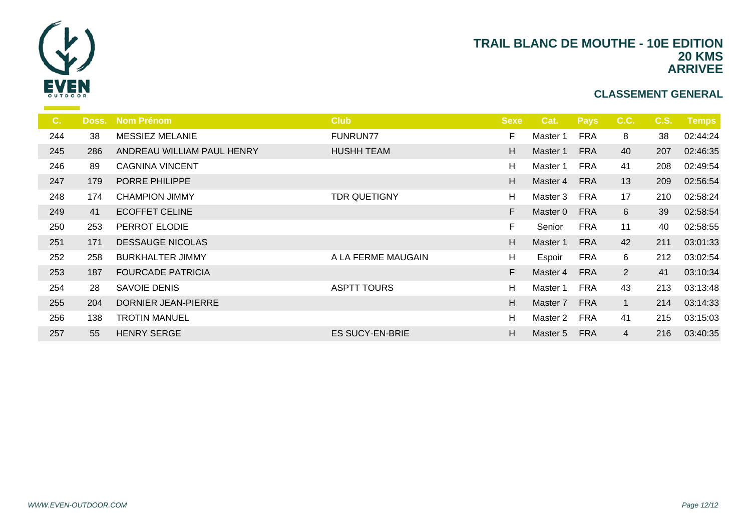# TRAIL BLANC DE MOUTHE - 10E EDITION
## 20 KMS
## ARRIVEE

### CLASSEMENT GENERAL

| C. | Doss. | Nom Prénom | Club | Sexe | Cat. | Pays | C.C. | C.S. | Temps |
|---|---|---|---|---|---|---|---|---|---|
| 244 | 38 | MESSIEZ MELANIE | FUNRUN77 | F | Master 1 | FRA | 8 | 38 | 02:44:24 |
| 245 | 286 | ANDREAU WILLIAM PAUL HENRY | HUSHH TEAM | H | Master 1 | FRA | 40 | 207 | 02:46:35 |
| 246 | 89 | CAGNINA VINCENT | | H | Master 1 | FRA | 41 | 208 | 02:49:54 |
| 247 | 179 | PORRE PHILIPPE | | H | Master 4 | FRA | 13 | 209 | 02:56:54 |
| 248 | 174 | CHAMPION JIMMY | TDR QUETIGNY | H | Master 3 | FRA | 17 | 210 | 02:58:24 |
| 249 | 41 | ECOFFET CELINE | | F | Master 0 | FRA | 6 | 39 | 02:58:54 |
| 250 | 253 | PERROT ELODIE | | F | Senior | FRA | 11 | 40 | 02:58:55 |
| 251 | 171 | DESSAUGE NICOLAS | | H | Master 1 | FRA | 42 | 211 | 03:01:33 |
| 252 | 258 | BURKHALTER JIMMY | A LA FERME MAUGAIN | H | Espoir | FRA | 6 | 212 | 03:02:54 |
| 253 | 187 | FOURCADE PATRICIA | | F | Master 4 | FRA | 2 | 41 | 03:10:34 |
| 254 | 28 | SAVOIE DENIS | ASPTT TOURS | H | Master 1 | FRA | 43 | 213 | 03:13:48 |
| 255 | 204 | DORNIER JEAN-PIERRE | | H | Master 7 | FRA | 1 | 214 | 03:14:33 |
| 256 | 138 | TROTIN MANUEL | | H | Master 2 | FRA | 41 | 215 | 03:15:03 |
| 257 | 55 | HENRY SERGE | ES SUCY-EN-BRIE | H | Master 5 | FRA | 4 | 216 | 03:40:35 |

*WWW.EVEN-OUTDOOR.COM*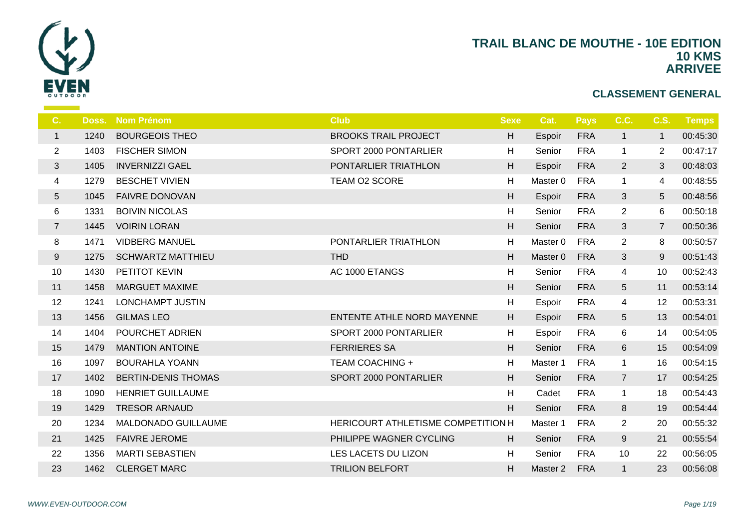# TRAIL BLANC DE MOUTHE - 10E EDITION
## 10 KMS
## ARRIVEE

### CLASSEMENT GENERAL

| C. | Doss. | Nom Prénom | Club | Sexe | Cat. | Pays | C.C. | C.S. | Temps |
|---|---|---|---|---|---|---|---|---|---|
| 1 | 1240 | BOURGEOIS THEO | BROOKS TRAIL PROJECT | H | Espoir | FRA | 1 | 1 | 00:45:30 |
| 2 | 1403 | FISCHER SIMON | SPORT 2000 PONTARLIER | H | Senior | FRA | 1 | 2 | 00:47:17 |
| 3 | 1405 | INVERNIZZI GAEL | PONTARLIER TRIATHLON | H | Espoir | FRA | 2 | 3 | 00:48:03 |
| 4 | 1279 | BESCHET VIVIEN | TEAM O2 SCORE | H | Master 0 | FRA | 1 | 4 | 00:48:55 |
| 5 | 1045 | FAIVRE DONOVAN | | H | Espoir | FRA | 3 | 5 | 00:48:56 |
| 6 | 1331 | BOIVIN NICOLAS | | H | Senior | FRA | 2 | 6 | 00:50:18 |
| 7 | 1445 | VOIRIN LORAN | | H | Senior | FRA | 3 | 7 | 00:50:36 |
| 8 | 1471 | VIDBERG MANUEL | PONTARLIER TRIATHLON | H | Master 0 | FRA | 2 | 8 | 00:50:57 |
| 9 | 1275 | SCHWARTZ MATTHIEU | THD | H | Master 0 | FRA | 3 | 9 | 00:51:43 |
| 10 | 1430 | PETITOT KEVIN | AC 1000 ETANGS | H | Senior | FRA | 4 | 10 | 00:52:43 |
| 11 | 1458 | MARGUET MAXIME | | H | Senior | FRA | 5 | 11 | 00:53:14 |
| 12 | 1241 | LONCHAMPT JUSTIN | | H | Espoir | FRA | 4 | 12 | 00:53:31 |
| 13 | 1456 | GILMAS LEO | ENTENTE ATHLE NORD MAYENNE | H | Espoir | FRA | 5 | 13 | 00:54:01 |
| 14 | 1404 | POURCHET ADRIEN | SPORT 2000 PONTARLIER | H | Espoir | FRA | 6 | 14 | 00:54:05 |
| 15 | 1479 | MANTION ANTOINE | FERRIERES SA | H | Senior | FRA | 6 | 15 | 00:54:09 |
| 16 | 1097 | BOURAHLA YOANN | TEAM COACHING + | H | Master 1 | FRA | 1 | 16 | 00:54:15 |
| 17 | 1402 | BERTIN-DENIS THOMAS | SPORT 2000 PONTARLIER | H | Senior | FRA | 7 | 17 | 00:54:25 |
| 18 | 1090 | HENRIET GUILLAUME | | H | Cadet | FRA | 1 | 18 | 00:54:43 |
| 19 | 1429 | TRESOR ARNAUD | | H | Senior | FRA | 8 | 19 | 00:54:44 |
| 20 | 1234 | MALDONADO GUILLAUME | HERICOURT ATHLETISME COMPETITION | H | Master 1 | FRA | 2 | 20 | 00:55:32 |
| 21 | 1425 | FAIVRE JEROME | PHILIPPE WAGNER CYCLING | H | Senior | FRA | 9 | 21 | 00:55:54 |
| 22 | 1356 | MARTI SEBASTIEN | LES LACETS DU LIZON | H | Senior | FRA | 10 | 22 | 00:56:05 |
| 23 | 1462 | CLERGET MARC | TRILION BELFORT | H | Master 2 | FRA | 1 | 23 | 00:56:08 |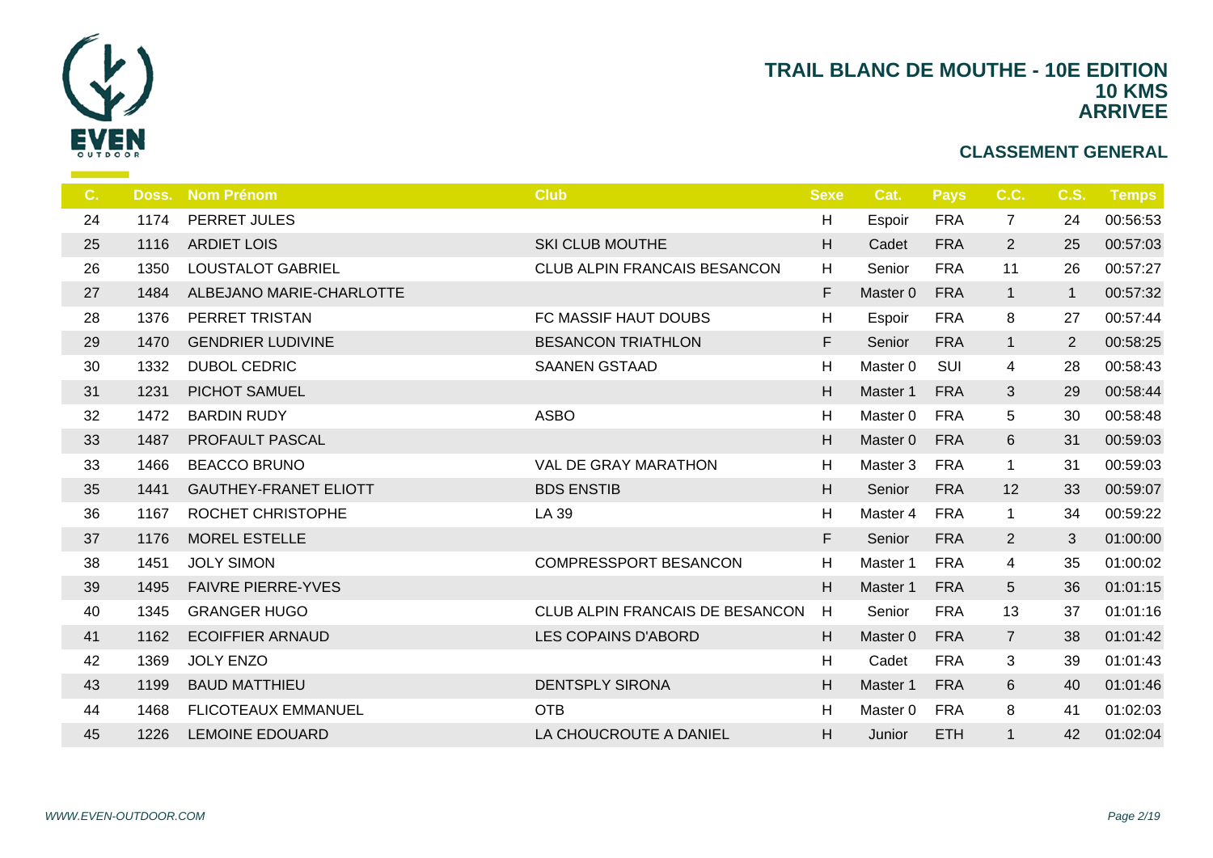# TRAIL BLANC DE MOUTHE - 10E EDITION
## 10 KMS
## ARRIVEE

### CLASSEMENT GENERAL

| C. | Doss. | Nom Prénom | Club | Sexe | Cat. | Pays | C.C. | C.S. | Temps |
|---|---|---|---|---|---|---|---|---|---|
| 24 | 1174 | PERRET JULES | | H | Espoir | FRA | 7 | 24 | 00:56:53 |
| 25 | 1116 | ARDIET LOIS | SKI CLUB MOUTHE | H | Cadet | FRA | 2 | 25 | 00:57:03 |
| 26 | 1350 | LOUSTALOT GABRIEL | CLUB ALPIN FRANCAIS BESANCON | H | Senior | FRA | 11 | 26 | 00:57:27 |
| 27 | 1484 | ALBEJANO MARIE-CHARLOTTE | | F | Master 0 | FRA | 1 | 1 | 00:57:32 |
| 28 | 1376 | PERRET TRISTAN | FC MASSIF HAUT DOUBS | H | Espoir | FRA | 8 | 27 | 00:57:44 |
| 29 | 1470 | GENDRIER LUDIVINE | BESANCON TRIATHLON | F | Senior | FRA | 1 | 2 | 00:58:25 |
| 30 | 1332 | DUBOL CEDRIC | SAANEN GSTAAD | H | Master 0 | SUI | 4 | 28 | 00:58:43 |
| 31 | 1231 | PICHOT SAMUEL | | H | Master 1 | FRA | 3 | 29 | 00:58:44 |
| 32 | 1472 | BARDIN RUDY | ASBO | H | Master 0 | FRA | 5 | 30 | 00:58:48 |
| 33 | 1487 | PROFAULT PASCAL | | H | Master 0 | FRA | 6 | 31 | 00:59:03 |
| 33 | 1466 | BEACCO BRUNO | VAL DE GRAY MARATHON | H | Master 3 | FRA | 1 | 31 | 00:59:03 |
| 35 | 1441 | GAUTHEY-FRANET ELIOTT | BDS ENSTIB | H | Senior | FRA | 12 | 33 | 00:59:07 |
| 36 | 1167 | ROCHET CHRISTOPHE | LA 39 | H | Master 4 | FRA | 1 | 34 | 00:59:22 |
| 37 | 1176 | MOREL ESTELLE | | F | Senior | FRA | 2 | 3 | 01:00:00 |
| 38 | 1451 | JOLY SIMON | COMPRESSPORT BESANCON | H | Master 1 | FRA | 4 | 35 | 01:00:02 |
| 39 | 1495 | FAIVRE PIERRE-YVES | | H | Master 1 | FRA | 5 | 36 | 01:01:15 |
| 40 | 1345 | GRANGER HUGO | CLUB ALPIN FRANCAIS DE BESANCON | H | Senior | FRA | 13 | 37 | 01:01:16 |
| 41 | 1162 | ECOIFFIER ARNAUD | LES COPAINS D'ABORD | H | Master 0 | FRA | 7 | 38 | 01:01:42 |
| 42 | 1369 | JOLY ENZO | | H | Cadet | FRA | 3 | 39 | 01:01:43 |
| 43 | 1199 | BAUD MATTHIEU | DENTSPLY SIRONA | H | Master 1 | FRA | 6 | 40 | 01:01:46 |
| 44 | 1468 | FLICOTEAUX EMMANUEL | OTB | H | Master 0 | FRA | 8 | 41 | 01:02:03 |
| 45 | 1226 | LEMOINE EDOUARD | LA CHOUCROUTE A DANIEL | H | Junior | ETH | 1 | 42 | 01:02:04 |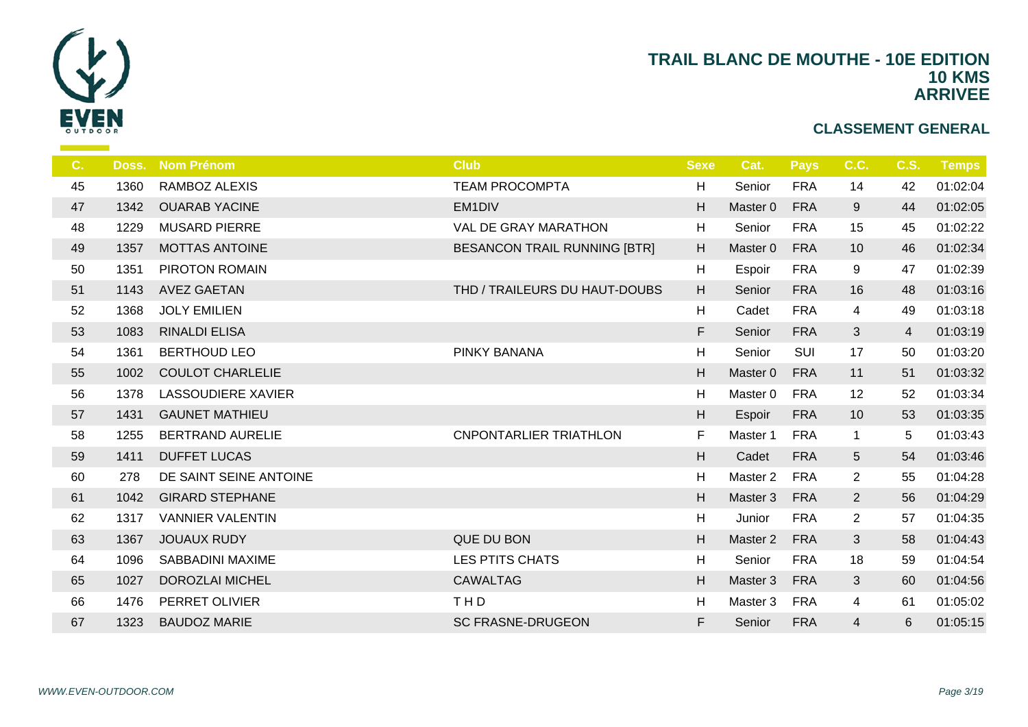# TRAIL BLANC DE MOUTHE - 10E EDITION
## 10 KMS
## ARRIVEE

### CLASSEMENT GENERAL

| C. | Doss. | Nom Prénom | Club | Sexe | Cat. | Pays | C.C. | C.S. | Temps |
|---|---|---|---|---|---|---|---|---|---|
| 45 | 1360 | RAMBOZ ALEXIS | TEAM PROCOMPTA | H | Senior | FRA | 14 | 42 | 01:02:04 |
| 47 | 1342 | OUARAB YACINE | EM1DIV | H | Master 0 | FRA | 9 | 44 | 01:02:05 |
| 48 | 1229 | MUSARD PIERRE | VAL DE GRAY MARATHON | H | Senior | FRA | 15 | 45 | 01:02:22 |
| 49 | 1357 | MOTTAS ANTOINE | BESANCON TRAIL RUNNING [BTR] | H | Master 0 | FRA | 10 | 46 | 01:02:34 |
| 50 | 1351 | PIROTON ROMAIN | | H | Espoir | FRA | 9 | 47 | 01:02:39 |
| 51 | 1143 | AVEZ GAETAN | THD / TRAILEURS DU HAUT-DOUBS | H | Senior | FRA | 16 | 48 | 01:03:16 |
| 52 | 1368 | JOLY EMILIEN | | H | Cadet | FRA | 4 | 49 | 01:03:18 |
| 53 | 1083 | RINALDI ELISA | | F | Senior | FRA | 3 | 4 | 01:03:19 |
| 54 | 1361 | BERTHOUD LEO | PINKY BANANA | H | Senior | SUI | 17 | 50 | 01:03:20 |
| 55 | 1002 | COULOT CHARLELIE | | H | Master 0 | FRA | 11 | 51 | 01:03:32 |
| 56 | 1378 | LASSOUDIERE XAVIER | | H | Master 0 | FRA | 12 | 52 | 01:03:34 |
| 57 | 1431 | GAUNET MATHIEU | | H | Espoir | FRA | 10 | 53 | 01:03:35 |
| 58 | 1255 | BERTRAND AURELIE | CNPONTARLIER TRIATHLON | F | Master 1 | FRA | 1 | 5 | 01:03:43 |
| 59 | 1411 | DUFFET LUCAS | | H | Cadet | FRA | 5 | 54 | 01:03:46 |
| 60 | 278 | DE SAINT SEINE ANTOINE | | H | Master 2 | FRA | 2 | 55 | 01:04:28 |
| 61 | 1042 | GIRARD STEPHANE | | H | Master 3 | FRA | 2 | 56 | 01:04:29 |
| 62 | 1317 | VANNIER VALENTIN | | H | Junior | FRA | 2 | 57 | 01:04:35 |
| 63 | 1367 | JOUAUX RUDY | QUE DU BON | H | Master 2 | FRA | 3 | 58 | 01:04:43 |
| 64 | 1096 | SABBADINI MAXIME | LES PTITS CHATS | H | Senior | FRA | 18 | 59 | 01:04:54 |
| 65 | 1027 | DOROZLAI MICHEL | CAWALTAG | H | Master 3 | FRA | 3 | 60 | 01:04:56 |
| 66 | 1476 | PERRET OLIVIER | T H D | H | Master 3 | FRA | 4 | 61 | 01:05:02 |
| 67 | 1323 | BAUDOZ MARIE | SC FRASNE-DRUGEON | F | Senior | FRA | 4 | 6 | 01:05:15 |

*WWW.EVEN-OUTDOOR.COM*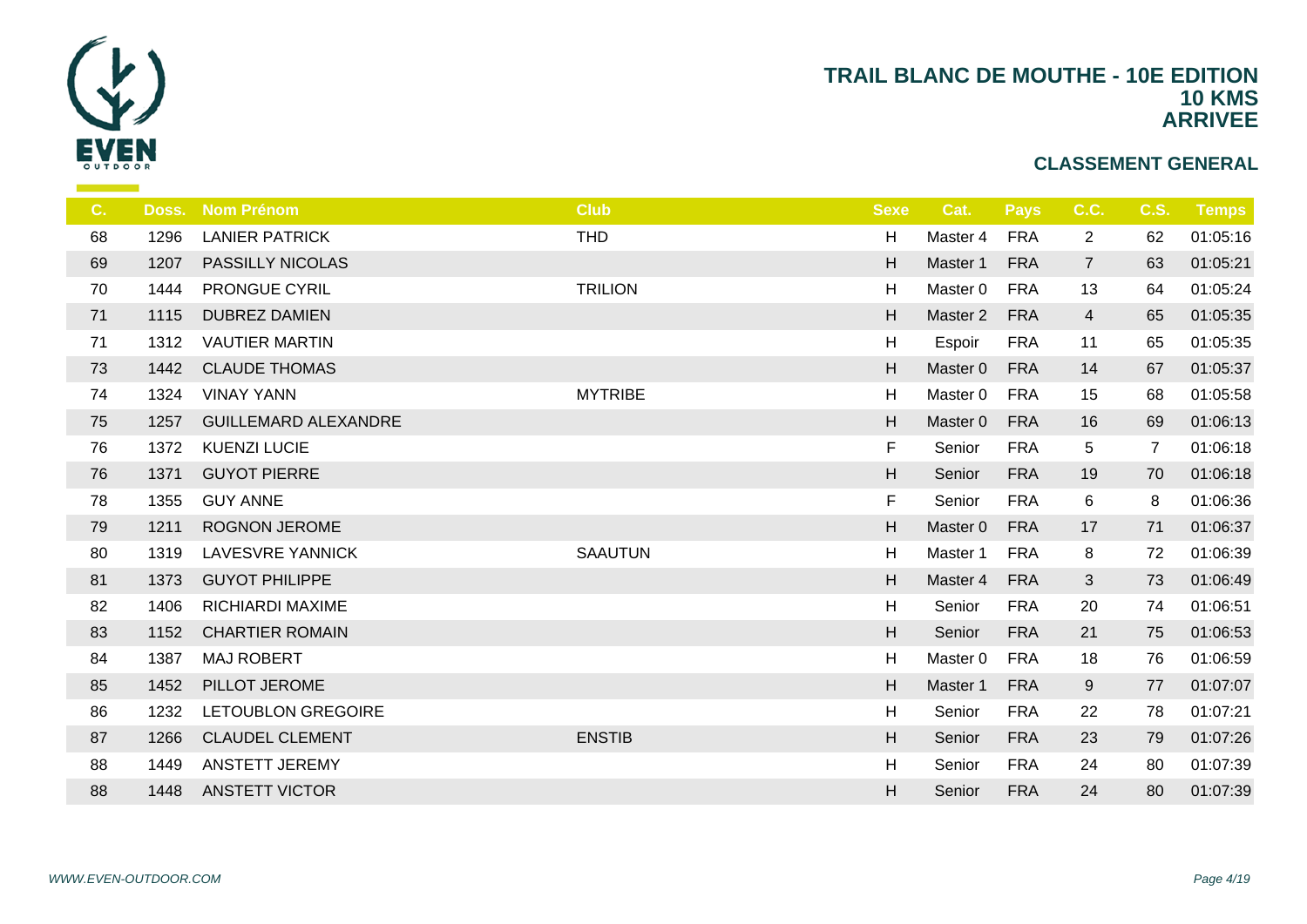# TRAIL BLANC DE MOUTHE - 10E EDITION
## 10 KMS
## ARRIVEE

### CLASSEMENT GENERAL

| C. | Doss. | Nom Prénom | Club | Sexe | Cat. | Pays | C.C. | C.S. | Temps |
|---|---|---|---|---|---|---|---|---|---|
| 68 | 1296 | LANIER PATRICK | THD | H | Master 4 | FRA | 2 | 62 | 01:05:16 |
| 69 | 1207 | PASSILLY NICOLAS | | H | Master 1 | FRA | 7 | 63 | 01:05:21 |
| 70 | 1444 | PRONGUE CYRIL | TRILION | H | Master 0 | FRA | 13 | 64 | 01:05:24 |
| 71 | 1115 | DUBREZ DAMIEN | | H | Master 2 | FRA | 4 | 65 | 01:05:35 |
| 71 | 1312 | VAUTIER MARTIN | | H | Espoir | FRA | 11 | 65 | 01:05:35 |
| 73 | 1442 | CLAUDE THOMAS | | H | Master 0 | FRA | 14 | 67 | 01:05:37 |
| 74 | 1324 | VINAY YANN | MYTRIBE | H | Master 0 | FRA | 15 | 68 | 01:05:58 |
| 75 | 1257 | GUILLEMARD ALEXANDRE | | H | Master 0 | FRA | 16 | 69 | 01:06:13 |
| 76 | 1372 | KUENZI LUCIE | | F | Senior | FRA | 5 | 7 | 01:06:18 |
| 76 | 1371 | GUYOT PIERRE | | H | Senior | FRA | 19 | 70 | 01:06:18 |
| 78 | 1355 | GUY ANNE | | F | Senior | FRA | 6 | 8 | 01:06:36 |
| 79 | 1211 | ROGNON JEROME | | H | Master 0 | FRA | 17 | 71 | 01:06:37 |
| 80 | 1319 | LAVESVRE YANNICK | SAAUTUN | H | Master 1 | FRA | 8 | 72 | 01:06:39 |
| 81 | 1373 | GUYOT PHILIPPE | | H | Master 4 | FRA | 3 | 73 | 01:06:49 |
| 82 | 1406 | RICHIARDI MAXIME | | H | Senior | FRA | 20 | 74 | 01:06:51 |
| 83 | 1152 | CHARTIER ROMAIN | | H | Senior | FRA | 21 | 75 | 01:06:53 |
| 84 | 1387 | MAJ ROBERT | | H | Master 0 | FRA | 18 | 76 | 01:06:59 |
| 85 | 1452 | PILLOT JEROME | | H | Master 1 | FRA | 9 | 77 | 01:07:07 |
| 86 | 1232 | LETOUBLON GREGOIRE | | H | Senior | FRA | 22 | 78 | 01:07:21 |
| 87 | 1266 | CLAUDEL CLEMENT | ENSTIB | H | Senior | FRA | 23 | 79 | 01:07:26 |
| 88 | 1449 | ANSTETT JEREMY | | H | Senior | FRA | 24 | 80 | 01:07:39 |
| 88 | 1448 | ANSTETT VICTOR | | H | Senior | FRA | 24 | 80 | 01:07:39 |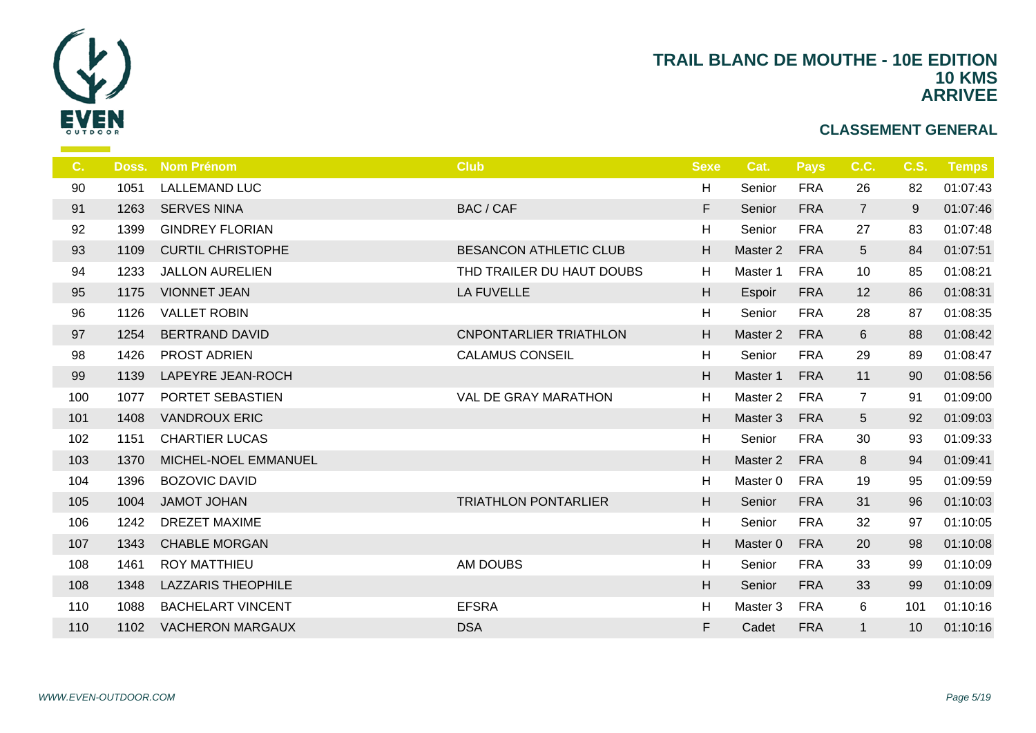# TRAIL BLANC DE MOUTHE - 10E EDITION
## 10 KMS
## ARRIVEE

### CLASSEMENT GENERAL

| C. | Doss. | Nom Prénom | Club | Sexe | Cat. | Pays | C.C. | C.S. | Temps |
|---|---|---|---|---|---|---|---|---|---|
| 90 | 1051 | LALLEMAND LUC | | H | Senior | FRA | 26 | 82 | 01:07:43 |
| 91 | 1263 | SERVES NINA | BAC / CAF | F | Senior | FRA | 7 | 9 | 01:07:46 |
| 92 | 1399 | GINDREY FLORIAN | | H | Senior | FRA | 27 | 83 | 01:07:48 |
| 93 | 1109 | CURTIL CHRISTOPHE | BESANCON ATHLETIC CLUB | H | Master 2 | FRA | 5 | 84 | 01:07:51 |
| 94 | 1233 | JALLON AURELIEN | THD TRAILER DU HAUT DOUBS | H | Master 1 | FRA | 10 | 85 | 01:08:21 |
| 95 | 1175 | VIONNET JEAN | LA FUVELLE | H | Espoir | FRA | 12 | 86 | 01:08:31 |
| 96 | 1126 | VALLET ROBIN | | H | Senior | FRA | 28 | 87 | 01:08:35 |
| 97 | 1254 | BERTRAND DAVID | CNPONTARLIER TRIATHLON | H | Master 2 | FRA | 6 | 88 | 01:08:42 |
| 98 | 1426 | PROST ADRIEN | CALAMUS CONSEIL | H | Senior | FRA | 29 | 89 | 01:08:47 |
| 99 | 1139 | LAPEYRE JEAN-ROCH | | H | Master 1 | FRA | 11 | 90 | 01:08:56 |
| 100 | 1077 | PORTET SEBASTIEN | VAL DE GRAY MARATHON | H | Master 2 | FRA | 7 | 91 | 01:09:00 |
| 101 | 1408 | VANDROUX ERIC | | H | Master 3 | FRA | 5 | 92 | 01:09:03 |
| 102 | 1151 | CHARTIER LUCAS | | H | Senior | FRA | 30 | 93 | 01:09:33 |
| 103 | 1370 | MICHEL-NOEL EMMANUEL | | H | Master 2 | FRA | 8 | 94 | 01:09:41 |
| 104 | 1396 | BOZOVIC DAVID | | H | Master 0 | FRA | 19 | 95 | 01:09:59 |
| 105 | 1004 | JAMOT JOHAN | TRIATHLON PONTARLIER | H | Senior | FRA | 31 | 96 | 01:10:03 |
| 106 | 1242 | DREZET MAXIME | | H | Senior | FRA | 32 | 97 | 01:10:05 |
| 107 | 1343 | CHABLE MORGAN | | H | Master 0 | FRA | 20 | 98 | 01:10:08 |
| 108 | 1461 | ROY MATTHIEU | AM DOUBS | H | Senior | FRA | 33 | 99 | 01:10:09 |
| 108 | 1348 | LAZZARIS THEOPHILE | | H | Senior | FRA | 33 | 99 | 01:10:09 |
| 110 | 1088 | BACHELART VINCENT | EFSRA | H | Master 3 | FRA | 6 | 101 | 01:10:16 |
| 110 | 1102 | VACHERON MARGAUX | DSA | F | Cadet | FRA | 1 | 10 | 01:10:16 |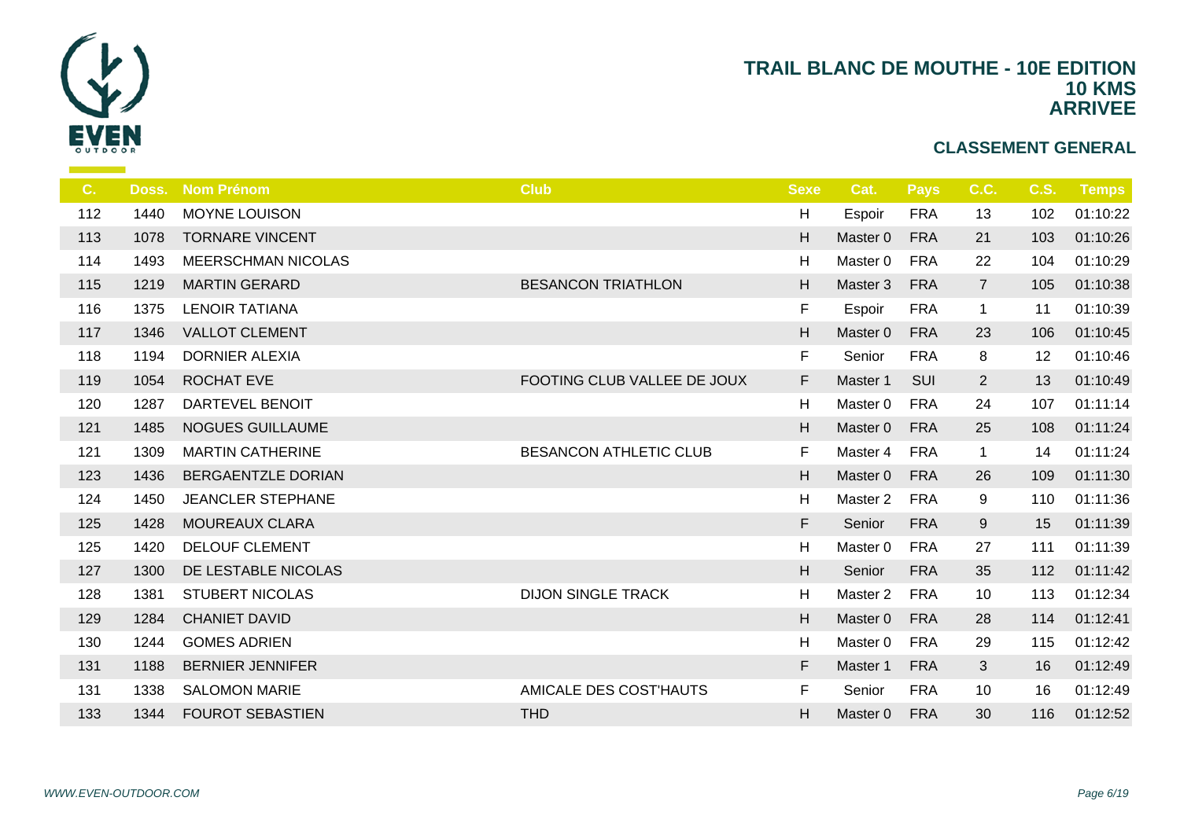# TRAIL BLANC DE MOUTHE - 10E EDITION
## 10 KMS
## ARRIVEE

### CLASSEMENT GENERAL

| C. | Doss. | Nom Prénom | Club | Sexe | Cat. | Pays | C.C. | C.S. | Temps |
|---|---|---|---|---|---|---|---|---|---|
| 112 | 1440 | MOYNE LOUISON | | H | Espoir | FRA | 13 | 102 | 01:10:22 |
| 113 | 1078 | TORNARE VINCENT | | H | Master 0 | FRA | 21 | 103 | 01:10:26 |
| 114 | 1493 | MEERSCHMAN NICOLAS | | H | Master 0 | FRA | 22 | 104 | 01:10:29 |
| 115 | 1219 | MARTIN GERARD | BESANCON TRIATHLON | H | Master 3 | FRA | 7 | 105 | 01:10:38 |
| 116 | 1375 | LENOIR TATIANA | | F | Espoir | FRA | 1 | 11 | 01:10:39 |
| 117 | 1346 | VALLOT CLEMENT | | H | Master 0 | FRA | 23 | 106 | 01:10:45 |
| 118 | 1194 | DORNIER ALEXIA | | F | Senior | FRA | 8 | 12 | 01:10:46 |
| 119 | 1054 | ROCHAT EVE | FOOTING CLUB VALLEE DE JOUX | F | Master 1 | SUI | 2 | 13 | 01:10:49 |
| 120 | 1287 | DARTEVEL BENOIT | | H | Master 0 | FRA | 24 | 107 | 01:11:14 |
| 121 | 1485 | NOGUES GUILLAUME | | H | Master 0 | FRA | 25 | 108 | 01:11:24 |
| 121 | 1309 | MARTIN CATHERINE | BESANCON ATHLETIC CLUB | F | Master 4 | FRA | 1 | 14 | 01:11:24 |
| 123 | 1436 | BERGAENTZLE DORIAN | | H | Master 0 | FRA | 26 | 109 | 01:11:30 |
| 124 | 1450 | JEANCLER STEPHANE | | H | Master 2 | FRA | 9 | 110 | 01:11:36 |
| 125 | 1428 | MOUREAUX CLARA | | F | Senior | FRA | 9 | 15 | 01:11:39 |
| 125 | 1420 | DELOUF CLEMENT | | H | Master 0 | FRA | 27 | 111 | 01:11:39 |
| 127 | 1300 | DE LESTABLE NICOLAS | | H | Senior | FRA | 35 | 112 | 01:11:42 |
| 128 | 1381 | STUBERT NICOLAS | DIJON SINGLE TRACK | H | Master 2 | FRA | 10 | 113 | 01:12:34 |
| 129 | 1284 | CHANIET DAVID | | H | Master 0 | FRA | 28 | 114 | 01:12:41 |
| 130 | 1244 | GOMES ADRIEN | | H | Master 0 | FRA | 29 | 115 | 01:12:42 |
| 131 | 1188 | BERNIER JENNIFER | | F | Master 1 | FRA | 3 | 16 | 01:12:49 |
| 131 | 1338 | SALOMON MARIE | AMICALE DES COST'HAUTS | F | Senior | FRA | 10 | 16 | 01:12:49 |
| 133 | 1344 | FOUROT SEBASTIEN | THD | H | Master 0 | FRA | 30 | 116 | 01:12:52 |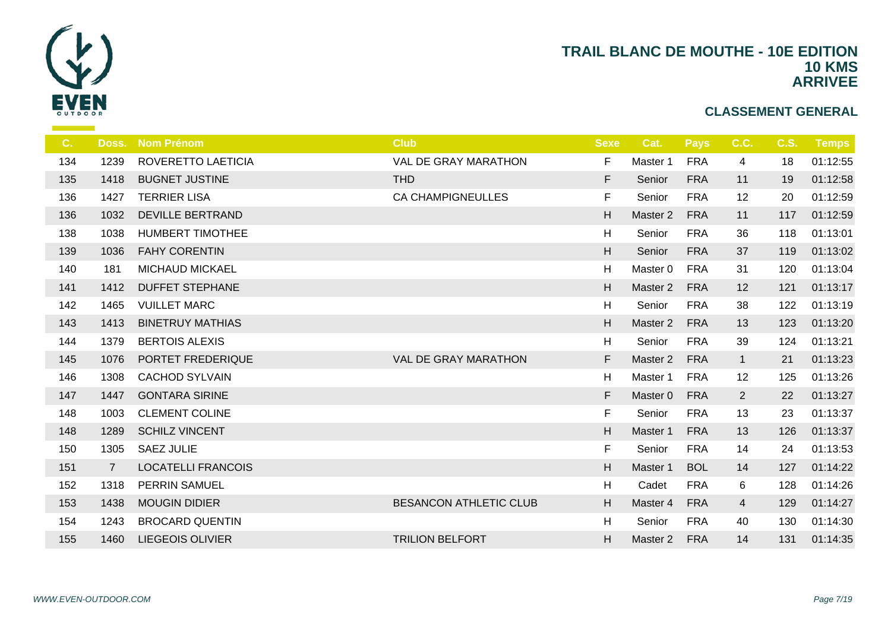# TRAIL BLANC DE MOUTHE - 10E EDITION
## 10 KMS
## ARRIVEE

### CLASSEMENT GENERAL

| C. | Doss. | Nom Prénom | Club | Sexe | Cat. | Pays | C.C. | C.S. | Temps |
|---|---|---|---|---|---|---|---|---|---|
| 134 | 1239 | ROVERETTO LAETICIA | VAL DE GRAY MARATHON | F | Master 1 | FRA | 4 | 18 | 01:12:55 |
| 135 | 1418 | BUGNET JUSTINE | THD | F | Senior | FRA | 11 | 19 | 01:12:58 |
| 136 | 1427 | TERRIER LISA | CA CHAMPIGNEULLES | F | Senior | FRA | 12 | 20 | 01:12:59 |
| 136 | 1032 | DEVILLE BERTRAND | | H | Master 2 | FRA | 11 | 117 | 01:12:59 |
| 138 | 1038 | HUMBERT TIMOTHEE | | H | Senior | FRA | 36 | 118 | 01:13:01 |
| 139 | 1036 | FAHY CORENTIN | | H | Senior | FRA | 37 | 119 | 01:13:02 |
| 140 | 181 | MICHAUD MICKAEL | | H | Master 0 | FRA | 31 | 120 | 01:13:04 |
| 141 | 1412 | DUFFET STEPHANE | | H | Master 2 | FRA | 12 | 121 | 01:13:17 |
| 142 | 1465 | VUILLET MARC | | H | Senior | FRA | 38 | 122 | 01:13:19 |
| 143 | 1413 | BINETRUY MATHIAS | | H | Master 2 | FRA | 13 | 123 | 01:13:20 |
| 144 | 1379 | BERTOIS ALEXIS | | H | Senior | FRA | 39 | 124 | 01:13:21 |
| 145 | 1076 | PORTET FREDERIQUE | VAL DE GRAY MARATHON | F | Master 2 | FRA | 1 | 21 | 01:13:23 |
| 146 | 1308 | CACHOD SYLVAIN | | H | Master 1 | FRA | 12 | 125 | 01:13:26 |
| 147 | 1447 | GONTARA SIRINE | | F | Master 0 | FRA | 2 | 22 | 01:13:27 |
| 148 | 1003 | CLEMENT COLINE | | F | Senior | FRA | 13 | 23 | 01:13:37 |
| 148 | 1289 | SCHILZ VINCENT | | H | Master 1 | FRA | 13 | 126 | 01:13:37 |
| 150 | 1305 | SAEZ JULIE | | F | Senior | FRA | 14 | 24 | 01:13:53 |
| 151 | 7 | LOCATELLI FRANCOIS | | H | Master 1 | BOL | 14 | 127 | 01:14:22 |
| 152 | 1318 | PERRIN SAMUEL | | H | Cadet | FRA | 6 | 128 | 01:14:26 |
| 153 | 1438 | MOUGIN DIDIER | BESANCON ATHLETIC CLUB | H | Master 4 | FRA | 4 | 129 | 01:14:27 |
| 154 | 1243 | BROCARD QUENTIN | | H | Senior | FRA | 40 | 130 | 01:14:30 |
| 155 | 1460 | LIEGEOIS OLIVIER | TRILION BELFORT | H | Master 2 | FRA | 14 | 131 | 01:14:35 |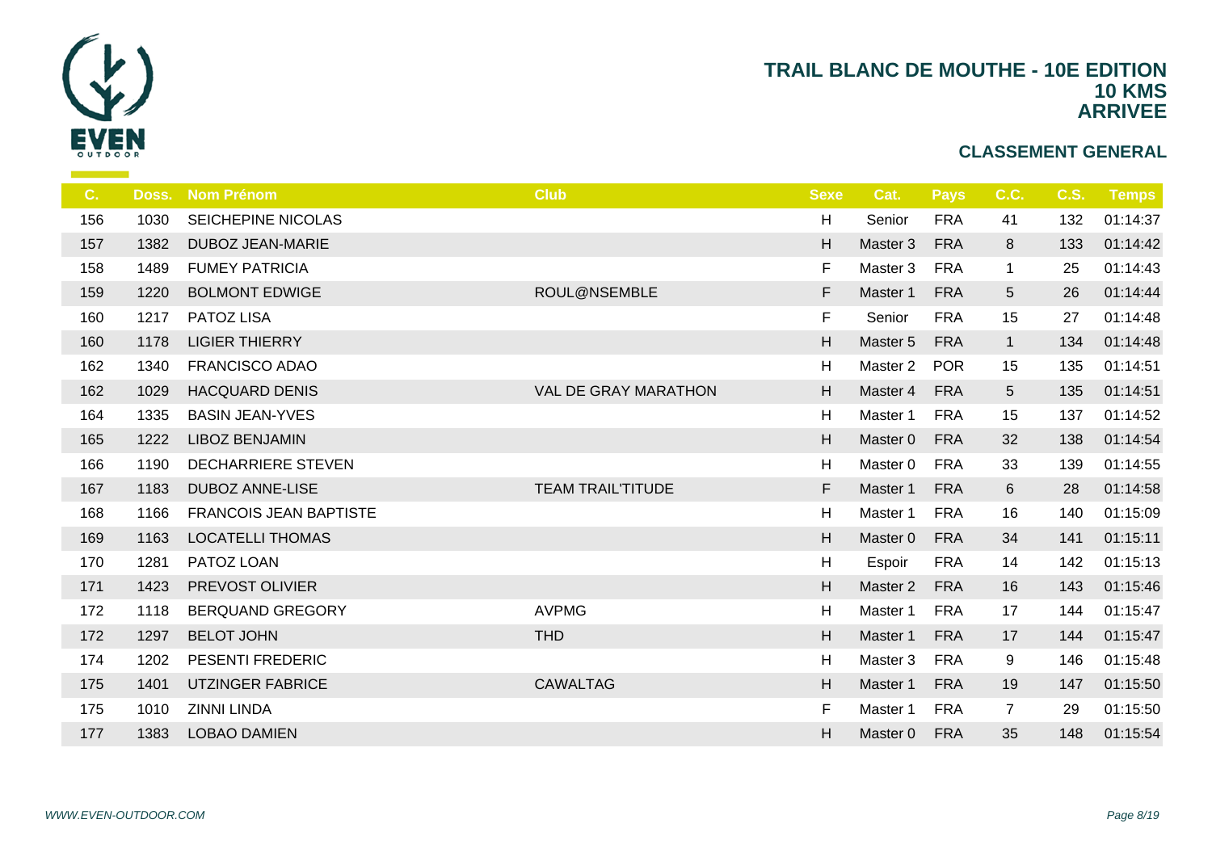# TRAIL BLANC DE MOUTHE - 10E EDITION
## 10 KMS
## ARRIVEE

### CLASSEMENT GENERAL

| C. | Doss. | Nom Prénom | Club | Sexe | Cat. | Pays | C.C. | C.S. | Temps |
|---|---|---|---|---|---|---|---|---|---|
| 156 | 1030 | SEICHEPINE NICOLAS | | H | Senior | FRA | 41 | 132 | 01:14:37 |
| 157 | 1382 | DUBOZ JEAN-MARIE | | H | Master 3 | FRA | 8 | 133 | 01:14:42 |
| 158 | 1489 | FUMEY PATRICIA | | F | Master 3 | FRA | 1 | 25 | 01:14:43 |
| 159 | 1220 | BOLMONT EDWIGE | ROUL@NSEMBLE | F | Master 1 | FRA | 5 | 26 | 01:14:44 |
| 160 | 1217 | PATOZ LISA | | F | Senior | FRA | 15 | 27 | 01:14:48 |
| 160 | 1178 | LIGIER THIERRY | | H | Master 5 | FRA | 1 | 134 | 01:14:48 |
| 162 | 1340 | FRANCISCO ADAO | | H | Master 2 | POR | 15 | 135 | 01:14:51 |
| 162 | 1029 | HACQUARD DENIS | VAL DE GRAY MARATHON | H | Master 4 | FRA | 5 | 135 | 01:14:51 |
| 164 | 1335 | BASIN JEAN-YVES | | H | Master 1 | FRA | 15 | 137 | 01:14:52 |
| 165 | 1222 | LIBOZ BENJAMIN | | H | Master 0 | FRA | 32 | 138 | 01:14:54 |
| 166 | 1190 | DECHARRIERE STEVEN | | H | Master 0 | FRA | 33 | 139 | 01:14:55 |
| 167 | 1183 | DUBOZ ANNE-LISE | TEAM TRAIL'TITUDE | F | Master 1 | FRA | 6 | 28 | 01:14:58 |
| 168 | 1166 | FRANCOIS JEAN BAPTISTE | | H | Master 1 | FRA | 16 | 140 | 01:15:09 |
| 169 | 1163 | LOCATELLI THOMAS | | H | Master 0 | FRA | 34 | 141 | 01:15:11 |
| 170 | 1281 | PATOZ LOAN | | H | Espoir | FRA | 14 | 142 | 01:15:13 |
| 171 | 1423 | PREVOST OLIVIER | | H | Master 2 | FRA | 16 | 143 | 01:15:46 |
| 172 | 1118 | BERQUAND GREGORY | AVPMG | H | Master 1 | FRA | 17 | 144 | 01:15:47 |
| 172 | 1297 | BELOT JOHN | THD | H | Master 1 | FRA | 17 | 144 | 01:15:47 |
| 174 | 1202 | PESENTI FREDERIC | | H | Master 3 | FRA | 9 | 146 | 01:15:48 |
| 175 | 1401 | UTZINGER FABRICE | CAWALTAG | H | Master 1 | FRA | 19 | 147 | 01:15:50 |
| 175 | 1010 | ZINNI LINDA | | F | Master 1 | FRA | 7 | 29 | 01:15:50 |
| 177 | 1383 | LOBAO DAMIEN | | H | Master 0 | FRA | 35 | 148 | 01:15:54 |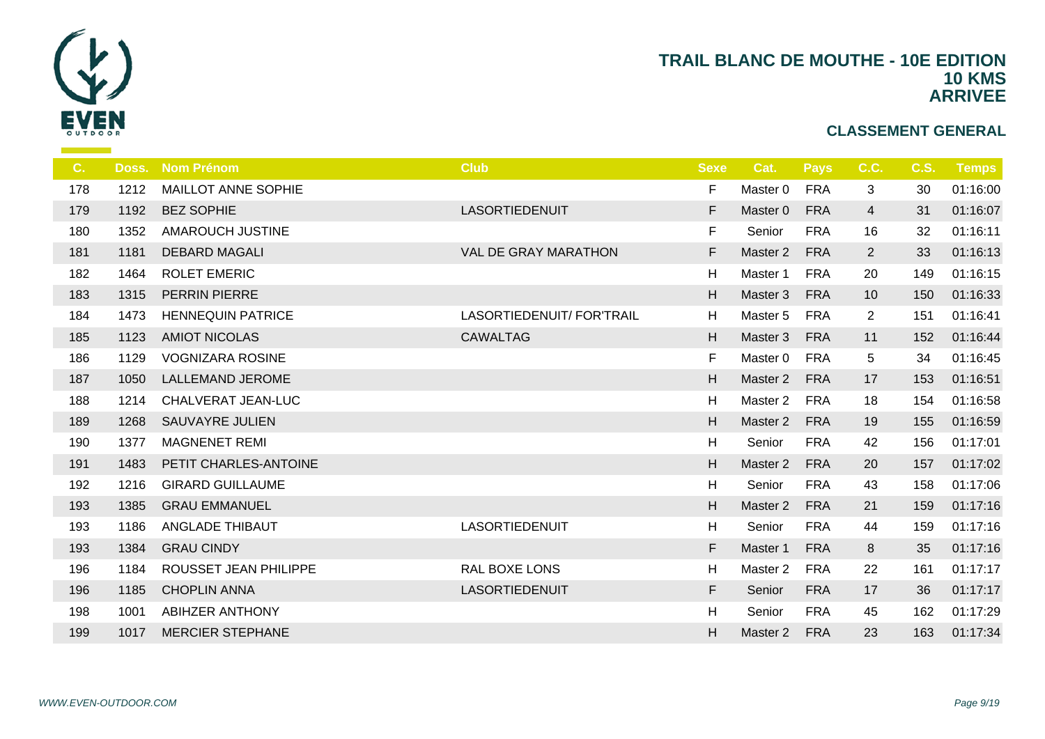# TRAIL BLANC DE MOUTHE - 10E EDITION
## 10 KMS
## ARRIVEE

### CLASSEMENT GENERAL

| C. | Doss. | Nom Prénom | Club | Sexe | Cat. | Pays | C.C. | C.S. | Temps |
|---|---|---|---|---|---|---|---|---|---|
| 178 | 1212 | MAILLOT ANNE SOPHIE | | F | Master 0 | FRA | 3 | 30 | 01:16:00 |
| 179 | 1192 | BEZ SOPHIE | LASORTIEDENUIT | F | Master 0 | FRA | 4 | 31 | 01:16:07 |
| 180 | 1352 | AMAROUCH JUSTINE | | F | Senior | FRA | 16 | 32 | 01:16:11 |
| 181 | 1181 | DEBARD MAGALI | VAL DE GRAY MARATHON | F | Master 2 | FRA | 2 | 33 | 01:16:13 |
| 182 | 1464 | ROLET EMERIC | | H | Master 1 | FRA | 20 | 149 | 01:16:15 |
| 183 | 1315 | PERRIN PIERRE | | H | Master 3 | FRA | 10 | 150 | 01:16:33 |
| 184 | 1473 | HENNEQUIN PATRICE | LASORTIEDENUIT/ FOR'TRAIL | H | Master 5 | FRA | 2 | 151 | 01:16:41 |
| 185 | 1123 | AMIOT NICOLAS | CAWALTAG | H | Master 3 | FRA | 11 | 152 | 01:16:44 |
| 186 | 1129 | VOGNIZARA ROSINE | | F | Master 0 | FRA | 5 | 34 | 01:16:45 |
| 187 | 1050 | LALLEMAND JEROME | | H | Master 2 | FRA | 17 | 153 | 01:16:51 |
| 188 | 1214 | CHALVERAT JEAN-LUC | | H | Master 2 | FRA | 18 | 154 | 01:16:58 |
| 189 | 1268 | SAUVAYRE JULIEN | | H | Master 2 | FRA | 19 | 155 | 01:16:59 |
| 190 | 1377 | MAGNENET REMI | | H | Senior | FRA | 42 | 156 | 01:17:01 |
| 191 | 1483 | PETIT CHARLES-ANTOINE | | H | Master 2 | FRA | 20 | 157 | 01:17:02 |
| 192 | 1216 | GIRARD GUILLAUME | | H | Senior | FRA | 43 | 158 | 01:17:06 |
| 193 | 1385 | GRAU EMMANUEL | | H | Master 2 | FRA | 21 | 159 | 01:17:16 |
| 193 | 1186 | ANGLADE THIBAUT | LASORTIEDENUIT | H | Senior | FRA | 44 | 159 | 01:17:16 |
| 193 | 1384 | GRAU CINDY | | F | Master 1 | FRA | 8 | 35 | 01:17:16 |
| 196 | 1184 | ROUSSET JEAN PHILIPPE | RAL BOXE LONS | H | Master 2 | FRA | 22 | 161 | 01:17:17 |
| 196 | 1185 | CHOPLIN ANNA | LASORTIEDENUIT | F | Senior | FRA | 17 | 36 | 01:17:17 |
| 198 | 1001 | ABIHZER ANTHONY | | H | Senior | FRA | 45 | 162 | 01:17:29 |
| 199 | 1017 | MERCIER STEPHANE | | H | Master 2 | FRA | 23 | 163 | 01:17:34 |

*WWW.EVEN-OUTDOOR.COM*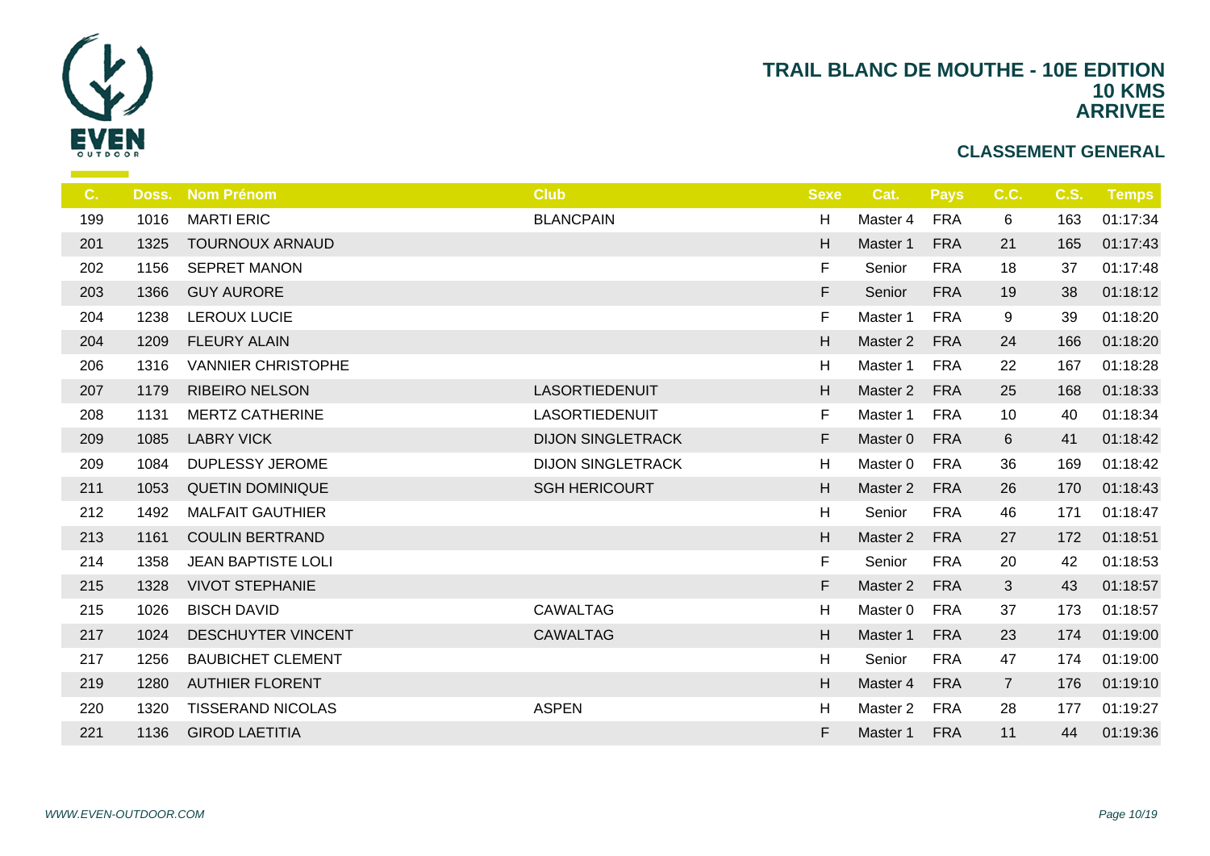# TRAIL BLANC DE MOUTHE - 10E EDITION
## 10 KMS
## ARRIVEE

### CLASSEMENT GENERAL

| C. | Doss. | Nom Prénom | Club | Sexe | Cat. | Pays | C.C. | C.S. | Temps |
|---|---|---|---|---|---|---|---|---|---|
| 199 | 1016 | MARTI ERIC | BLANCPAIN | H | Master 4 | FRA | 6 | 163 | 01:17:34 |
| 201 | 1325 | TOURNOUX ARNAUD | | H | Master 1 | FRA | 21 | 165 | 01:17:43 |
| 202 | 1156 | SEPRET MANON | | F | Senior | FRA | 18 | 37 | 01:17:48 |
| 203 | 1366 | GUY AURORE | | F | Senior | FRA | 19 | 38 | 01:18:12 |
| 204 | 1238 | LEROUX LUCIE | | F | Master 1 | FRA | 9 | 39 | 01:18:20 |
| 204 | 1209 | FLEURY ALAIN | | H | Master 2 | FRA | 24 | 166 | 01:18:20 |
| 206 | 1316 | VANNIER CHRISTOPHE | | H | Master 1 | FRA | 22 | 167 | 01:18:28 |
| 207 | 1179 | RIBEIRO NELSON | LASORTIEDENUIT | H | Master 2 | FRA | 25 | 168 | 01:18:33 |
| 208 | 1131 | MERTZ CATHERINE | LASORTIEDENUIT | F | Master 1 | FRA | 10 | 40 | 01:18:34 |
| 209 | 1085 | LABRY VICK | DIJON SINGLETRACK | F | Master 0 | FRA | 6 | 41 | 01:18:42 |
| 209 | 1084 | DUPLESSY JEROME | DIJON SINGLETRACK | H | Master 0 | FRA | 36 | 169 | 01:18:42 |
| 211 | 1053 | QUETIN DOMINIQUE | SGH HERICOURT | H | Master 2 | FRA | 26 | 170 | 01:18:43 |
| 212 | 1492 | MALFAIT GAUTHIER | | H | Senior | FRA | 46 | 171 | 01:18:47 |
| 213 | 1161 | COULIN BERTRAND | | H | Master 2 | FRA | 27 | 172 | 01:18:51 |
| 214 | 1358 | JEAN BAPTISTE LOLI | | F | Senior | FRA | 20 | 42 | 01:18:53 |
| 215 | 1328 | VIVOT STEPHANIE | | F | Master 2 | FRA | 3 | 43 | 01:18:57 |
| 215 | 1026 | BISCH DAVID | CAWALTAG | H | Master 0 | FRA | 37 | 173 | 01:18:57 |
| 217 | 1024 | DESCHUYTER VINCENT | CAWALTAG | H | Master 1 | FRA | 23 | 174 | 01:19:00 |
| 217 | 1256 | BAUBICHET CLEMENT | | H | Senior | FRA | 47 | 174 | 01:19:00 |
| 219 | 1280 | AUTHIER FLORENT | | H | Master 4 | FRA | 7 | 176 | 01:19:10 |
| 220 | 1320 | TISSERAND NICOLAS | ASPEN | H | Master 2 | FRA | 28 | 177 | 01:19:27 |
| 221 | 1136 | GIROD LAETITIA | | F | Master 1 | FRA | 11 | 44 | 01:19:36 |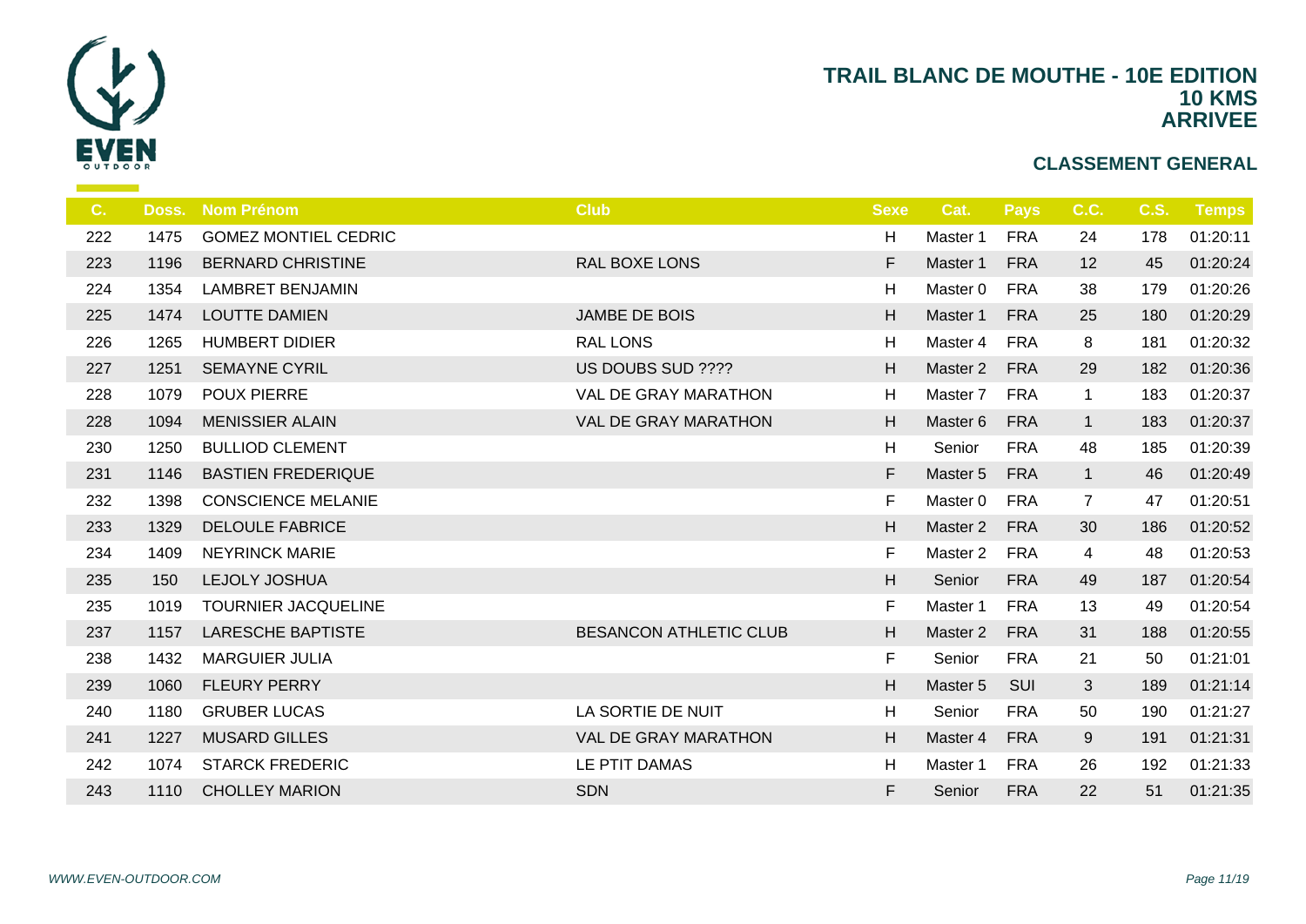# TRAIL BLANC DE MOUTHE - 10E EDITION
## 10 KMS
## ARRIVEE

### CLASSEMENT GENERAL

| C. | Doss. | Nom Prénom | Club | Sexe | Cat. | Pays | C.C. | C.S. | Temps |
|---|---|---|---|---|---|---|---|---|---|
| 222 | 1475 | GOMEZ MONTIEL CEDRIC | | H | Master 1 | FRA | 24 | 178 | 01:20:11 |
| 223 | 1196 | BERNARD CHRISTINE | RAL BOXE LONS | F | Master 1 | FRA | 12 | 45 | 01:20:24 |
| 224 | 1354 | LAMBRET BENJAMIN | | H | Master 0 | FRA | 38 | 179 | 01:20:26 |
| 225 | 1474 | LOUTTE DAMIEN | JAMBE DE BOIS | H | Master 1 | FRA | 25 | 180 | 01:20:29 |
| 226 | 1265 | HUMBERT DIDIER | RAL LONS | H | Master 4 | FRA | 8 | 181 | 01:20:32 |
| 227 | 1251 | SEMAYNE CYRIL | US DOUBS SUD ???? | H | Master 2 | FRA | 29 | 182 | 01:20:36 |
| 228 | 1079 | POUX PIERRE | VAL DE GRAY MARATHON | H | Master 7 | FRA | 1 | 183 | 01:20:37 |
| 228 | 1094 | MENISSIER ALAIN | VAL DE GRAY MARATHON | H | Master 6 | FRA | 1 | 183 | 01:20:37 |
| 230 | 1250 | BULLIOD CLEMENT | | H | Senior | FRA | 48 | 185 | 01:20:39 |
| 231 | 1146 | BASTIEN FREDERIQUE | | F | Master 5 | FRA | 1 | 46 | 01:20:49 |
| 232 | 1398 | CONSCIENCE MELANIE | | F | Master 0 | FRA | 7 | 47 | 01:20:51 |
| 233 | 1329 | DELOULE FABRICE | | H | Master 2 | FRA | 30 | 186 | 01:20:52 |
| 234 | 1409 | NEYRINCK MARIE | | F | Master 2 | FRA | 4 | 48 | 01:20:53 |
| 235 | 150 | LEJOLY JOSHUA | | H | Senior | FRA | 49 | 187 | 01:20:54 |
| 235 | 1019 | TOURNIER JACQUELINE | | F | Master 1 | FRA | 13 | 49 | 01:20:54 |
| 237 | 1157 | LARESCHE BAPTISTE | BESANCON ATHLETIC CLUB | H | Master 2 | FRA | 31 | 188 | 01:20:55 |
| 238 | 1432 | MARGUIER JULIA | | F | Senior | FRA | 21 | 50 | 01:21:01 |
| 239 | 1060 | FLEURY PERRY | | H | Master 5 | SUI | 3 | 189 | 01:21:14 |
| 240 | 1180 | GRUBER LUCAS | LA SORTIE DE NUIT | H | Senior | FRA | 50 | 190 | 01:21:27 |
| 241 | 1227 | MUSARD GILLES | VAL DE GRAY MARATHON | H | Master 4 | FRA | 9 | 191 | 01:21:31 |
| 242 | 1074 | STARCK FREDERIC | LE PTIT DAMAS | H | Master 1 | FRA | 26 | 192 | 01:21:33 |
| 243 | 1110 | CHOLLEY MARION | SDN | F | Senior | FRA | 22 | 51 | 01:21:35 |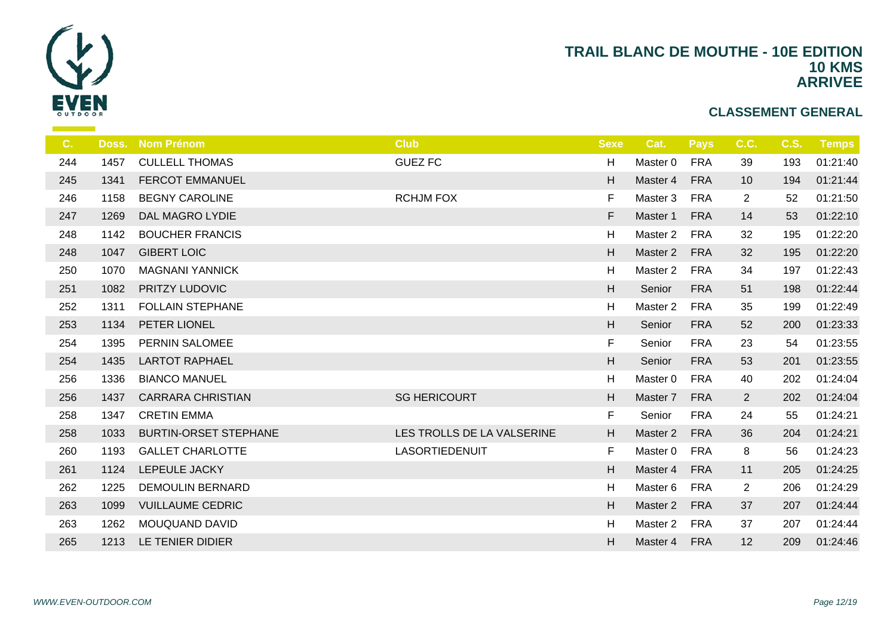# TRAIL BLANC DE MOUTHE - 10E EDITION
## 10 KMS
## ARRIVEE

### CLASSEMENT GENERAL

| C. | Doss. | Nom Prénom | Club | Sexe | Cat. | Pays | C.C. | C.S. | Temps |
|---|---|---|---|---|---|---|---|---|---|
| 244 | 1457 | CULLELL THOMAS | GUEZ FC | H | Master 0 | FRA | 39 | 193 | 01:21:40 |
| 245 | 1341 | FERCOT EMMANUEL | | H | Master 4 | FRA | 10 | 194 | 01:21:44 |
| 246 | 1158 | BEGNY CAROLINE | RCHJM FOX | F | Master 3 | FRA | 2 | 52 | 01:21:50 |
| 247 | 1269 | DAL MAGRO LYDIE | | F | Master 1 | FRA | 14 | 53 | 01:22:10 |
| 248 | 1142 | BOUCHER FRANCIS | | H | Master 2 | FRA | 32 | 195 | 01:22:20 |
| 248 | 1047 | GIBERT LOIC | | H | Master 2 | FRA | 32 | 195 | 01:22:20 |
| 250 | 1070 | MAGNANI YANNICK | | H | Master 2 | FRA | 34 | 197 | 01:22:43 |
| 251 | 1082 | PRITZY LUDOVIC | | H | Senior | FRA | 51 | 198 | 01:22:44 |
| 252 | 1311 | FOLLAIN STEPHANE | | H | Master 2 | FRA | 35 | 199 | 01:22:49 |
| 253 | 1134 | PETER LIONEL | | H | Senior | FRA | 52 | 200 | 01:23:33 |
| 254 | 1395 | PERNIN SALOMEE | | F | Senior | FRA | 23 | 54 | 01:23:55 |
| 254 | 1435 | LARTOT RAPHAEL | | H | Senior | FRA | 53 | 201 | 01:23:55 |
| 256 | 1336 | BIANCO MANUEL | | H | Master 0 | FRA | 40 | 202 | 01:24:04 |
| 256 | 1437 | CARRARA CHRISTIAN | SG HERICOURT | H | Master 7 | FRA | 2 | 202 | 01:24:04 |
| 258 | 1347 | CRETIN EMMA | | F | Senior | FRA | 24 | 55 | 01:24:21 |
| 258 | 1033 | BURTIN-ORSET STEPHANE | LES TROLLS DE LA VALSERINE | H | Master 2 | FRA | 36 | 204 | 01:24:21 |
| 260 | 1193 | GALLET CHARLOTTE | LASORTIEDENUIT | F | Master 0 | FRA | 8 | 56 | 01:24:23 |
| 261 | 1124 | LEPEULE JACKY | | H | Master 4 | FRA | 11 | 205 | 01:24:25 |
| 262 | 1225 | DEMOULIN BERNARD | | H | Master 6 | FRA | 2 | 206 | 01:24:29 |
| 263 | 1099 | VUILLAUME CEDRIC | | H | Master 2 | FRA | 37 | 207 | 01:24:44 |
| 263 | 1262 | MOUQUAND DAVID | | H | Master 2 | FRA | 37 | 207 | 01:24:44 |
| 265 | 1213 | LE TENIER DIDIER | | H | Master 4 | FRA | 12 | 209 | 01:24:46 |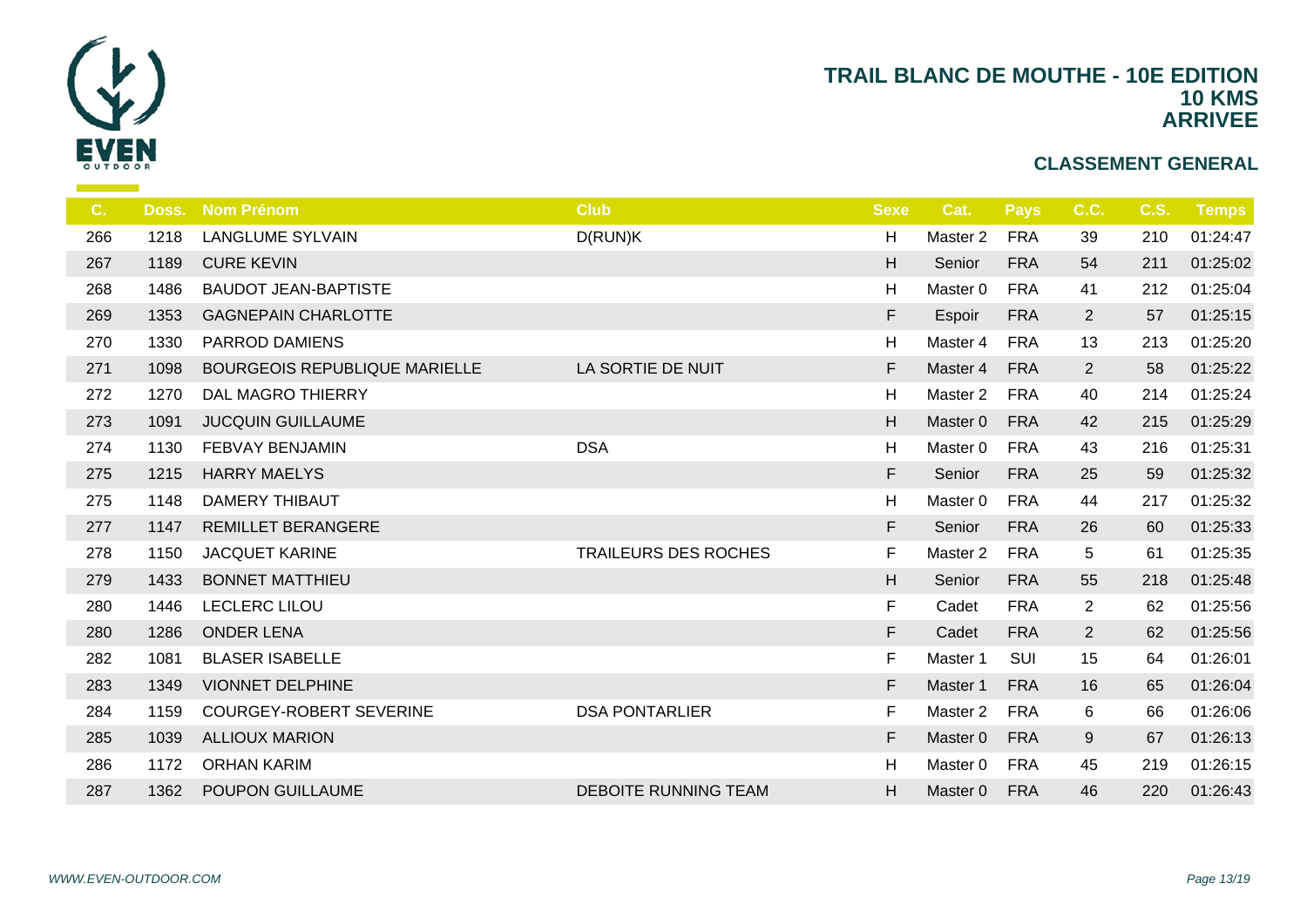# TRAIL BLANC DE MOUTHE - 10E EDITION
## 10 KMS
## ARRIVEE

### CLASSEMENT GENERAL

| C. | Doss. | Nom Prénom | Club | Sexe | Cat. | Pays | C.C. | C.S. | Temps |
|---|---|---|---|---|---|---|---|---|---|
| 266 | 1218 | LANGLUME SYLVAIN | D(RUN)K | H | Master 2 | FRA | 39 | 210 | 01:24:47 |
| 267 | 1189 | CURE KEVIN | | H | Senior | FRA | 54 | 211 | 01:25:02 |
| 268 | 1486 | BAUDOT JEAN-BAPTISTE | | H | Master 0 | FRA | 41 | 212 | 01:25:04 |
| 269 | 1353 | GAGNEPAIN CHARLOTTE | | F | Espoir | FRA | 2 | 57 | 01:25:15 |
| 270 | 1330 | PARROD DAMIENS | | H | Master 4 | FRA | 13 | 213 | 01:25:20 |
| 271 | 1098 | BOURGEOIS REPUBLIQUE MARIELLE | LA SORTIE DE NUIT | F | Master 4 | FRA | 2 | 58 | 01:25:22 |
| 272 | 1270 | DAL MAGRO THIERRY | | H | Master 2 | FRA | 40 | 214 | 01:25:24 |
| 273 | 1091 | JUCQUIN GUILLAUME | | H | Master 0 | FRA | 42 | 215 | 01:25:29 |
| 274 | 1130 | FEBVAY BENJAMIN | DSA | H | Master 0 | FRA | 43 | 216 | 01:25:31 |
| 275 | 1215 | HARRY MAELYS | | F | Senior | FRA | 25 | 59 | 01:25:32 |
| 275 | 1148 | DAMERY THIBAUT | | H | Master 0 | FRA | 44 | 217 | 01:25:32 |
| 277 | 1147 | REMILLET BERANGERE | | F | Senior | FRA | 26 | 60 | 01:25:33 |
| 278 | 1150 | JACQUET KARINE | TRAILEURS DES ROCHES | F | Master 2 | FRA | 5 | 61 | 01:25:35 |
| 279 | 1433 | BONNET MATTHIEU | | H | Senior | FRA | 55 | 218 | 01:25:48 |
| 280 | 1446 | LECLERC LILOU | | F | Cadet | FRA | 2 | 62 | 01:25:56 |
| 280 | 1286 | ONDER LENA | | F | Cadet | FRA | 2 | 62 | 01:25:56 |
| 282 | 1081 | BLASER ISABELLE | | F | Master 1 | SUI | 15 | 64 | 01:26:01 |
| 283 | 1349 | VIONNET DELPHINE | | F | Master 1 | FRA | 16 | 65 | 01:26:04 |
| 284 | 1159 | COURGEY-ROBERT SEVERINE | DSA PONTARLIER | F | Master 2 | FRA | 6 | 66 | 01:26:06 |
| 285 | 1039 | ALLIOUX MARION | | F | Master 0 | FRA | 9 | 67 | 01:26:13 |
| 286 | 1172 | ORHAN KARIM | | H | Master 0 | FRA | 45 | 219 | 01:26:15 |
| 287 | 1362 | POUPON GUILLAUME | DEBOITE RUNNING TEAM | H | Master 0 | FRA | 46 | 220 | 01:26:43 |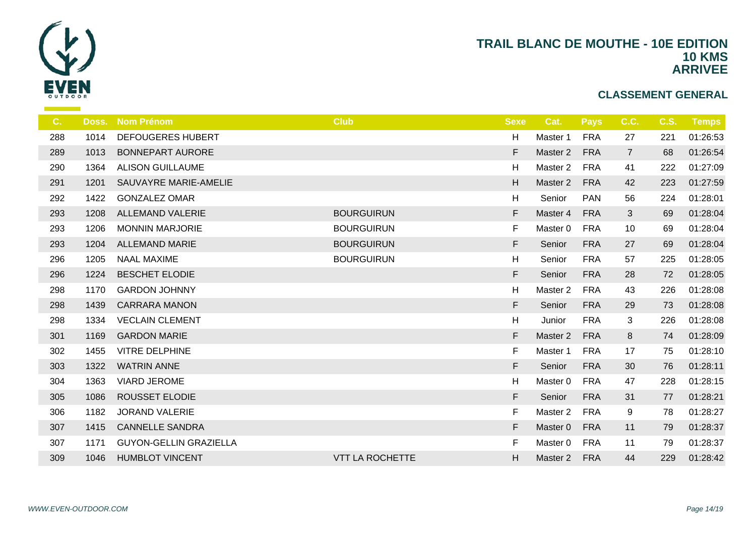# TRAIL BLANC DE MOUTHE - 10E EDITION
## 10 KMS
## ARRIVEE

### CLASSEMENT GENERAL

| C. | Doss. | Nom Prénom | Club | Sexe | Cat. | Pays | C.C. | C.S. | Temps |
|---|---|---|---|---|---|---|---|---|---|
| 288 | 1014 | DEFOUGERES HUBERT | | H | Master 1 | FRA | 27 | 221 | 01:26:53 |
| 289 | 1013 | BONNEPART AURORE | | F | Master 2 | FRA | 7 | 68 | 01:26:54 |
| 290 | 1364 | ALISON GUILLAUME | | H | Master 2 | FRA | 41 | 222 | 01:27:09 |
| 291 | 1201 | SAUVAYRE MARIE-AMELIE | | H | Master 2 | FRA | 42 | 223 | 01:27:59 |
| 292 | 1422 | GONZALEZ OMAR | | H | Senior | PAN | 56 | 224 | 01:28:01 |
| 293 | 1208 | ALLEMAND VALERIE | BOURGUIRUN | F | Master 4 | FRA | 3 | 69 | 01:28:04 |
| 293 | 1206 | MONNIN MARJORIE | BOURGUIRUN | F | Master 0 | FRA | 10 | 69 | 01:28:04 |
| 293 | 1204 | ALLEMAND MARIE | BOURGUIRUN | F | Senior | FRA | 27 | 69 | 01:28:04 |
| 296 | 1205 | NAAL MAXIME | BOURGUIRUN | H | Senior | FRA | 57 | 225 | 01:28:05 |
| 296 | 1224 | BESCHET ELODIE | | F | Senior | FRA | 28 | 72 | 01:28:05 |
| 298 | 1170 | GARDON JOHNNY | | H | Master 2 | FRA | 43 | 226 | 01:28:08 |
| 298 | 1439 | CARRARA MANON | | F | Senior | FRA | 29 | 73 | 01:28:08 |
| 298 | 1334 | VECLAIN CLEMENT | | H | Junior | FRA | 3 | 226 | 01:28:08 |
| 301 | 1169 | GARDON MARIE | | F | Master 2 | FRA | 8 | 74 | 01:28:09 |
| 302 | 1455 | VITRE DELPHINE | | F | Master 1 | FRA | 17 | 75 | 01:28:10 |
| 303 | 1322 | WATRIN ANNE | | F | Senior | FRA | 30 | 76 | 01:28:11 |
| 304 | 1363 | VIARD JEROME | | H | Master 0 | FRA | 47 | 228 | 01:28:15 |
| 305 | 1086 | ROUSSET ELODIE | | F | Senior | FRA | 31 | 77 | 01:28:21 |
| 306 | 1182 | JORAND VALERIE | | F | Master 2 | FRA | 9 | 78 | 01:28:27 |
| 307 | 1415 | CANNELLE SANDRA | | F | Master 0 | FRA | 11 | 79 | 01:28:37 |
| 307 | 1171 | GUYON-GELLIN GRAZIELLA | | F | Master 0 | FRA | 11 | 79 | 01:28:37 |
| 309 | 1046 | HUMBLOT VINCENT | VTT LA ROCHETTE | H | Master 2 | FRA | 44 | 229 | 01:28:42 |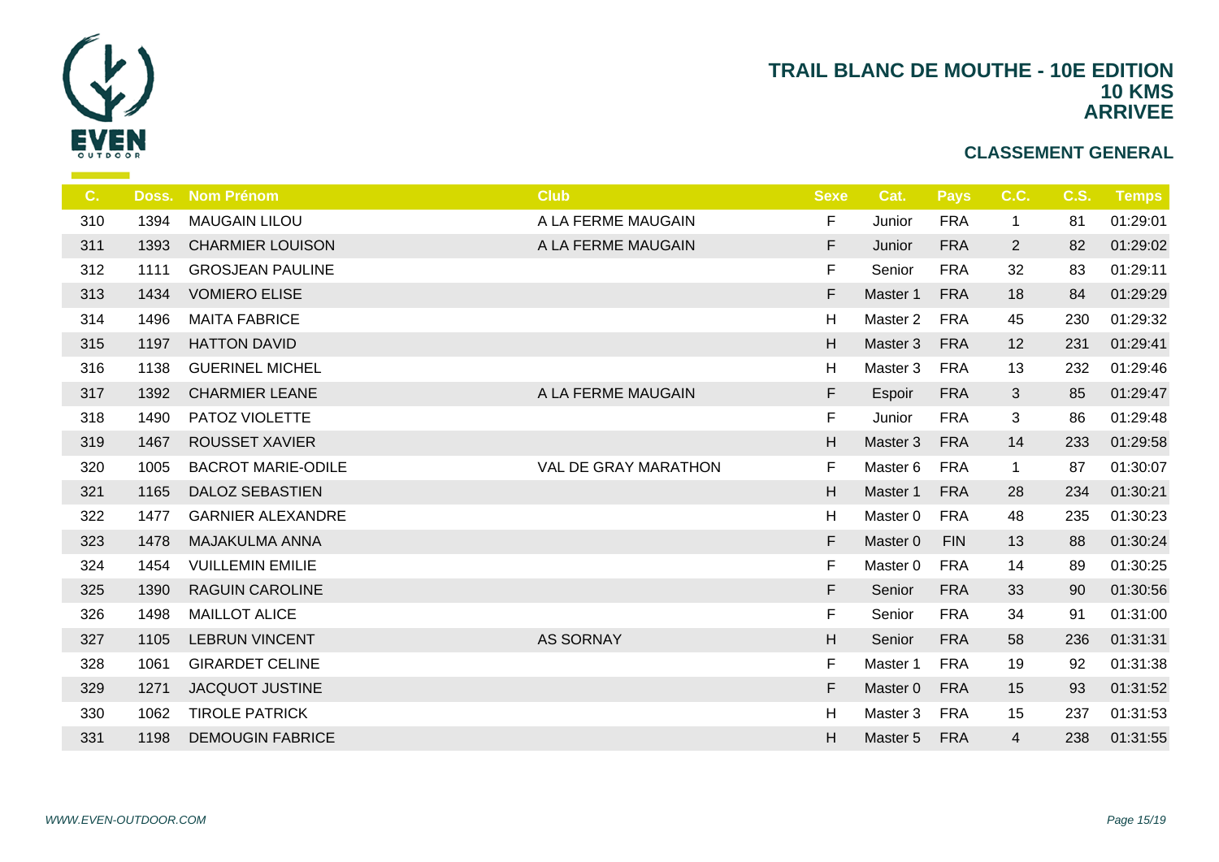# TRAIL BLANC DE MOUTHE - 10E EDITION
## 10 KMS
## ARRIVEE

### CLASSEMENT GENERAL

| C. | Doss. | Nom Prénom | Club | Sexe | Cat. | Pays | C.C. | C.S. | Temps |
|---|---|---|---|---|---|---|---|---|---|
| 310 | 1394 | MAUGAIN LILOU | A LA FERME MAUGAIN | F | Junior | FRA | 1 | 81 | 01:29:01 |
| 311 | 1393 | CHARMIER LOUISON | A LA FERME MAUGAIN | F | Junior | FRA | 2 | 82 | 01:29:02 |
| 312 | 1111 | GROSJEAN PAULINE | | F | Senior | FRA | 32 | 83 | 01:29:11 |
| 313 | 1434 | VOMIERO ELISE | | F | Master 1 | FRA | 18 | 84 | 01:29:29 |
| 314 | 1496 | MAITA FABRICE | | H | Master 2 | FRA | 45 | 230 | 01:29:32 |
| 315 | 1197 | HATTON DAVID | | H | Master 3 | FRA | 12 | 231 | 01:29:41 |
| 316 | 1138 | GUERINEL MICHEL | | H | Master 3 | FRA | 13 | 232 | 01:29:46 |
| 317 | 1392 | CHARMIER LEANE | A LA FERME MAUGAIN | F | Espoir | FRA | 3 | 85 | 01:29:47 |
| 318 | 1490 | PATOZ VIOLETTE | | F | Junior | FRA | 3 | 86 | 01:29:48 |
| 319 | 1467 | ROUSSET XAVIER | | H | Master 3 | FRA | 14 | 233 | 01:29:58 |
| 320 | 1005 | BACROT MARIE-ODILE | VAL DE GRAY MARATHON | F | Master 6 | FRA | 1 | 87 | 01:30:07 |
| 321 | 1165 | DALOZ SEBASTIEN | | H | Master 1 | FRA | 28 | 234 | 01:30:21 |
| 322 | 1477 | GARNIER ALEXANDRE | | H | Master 0 | FRA | 48 | 235 | 01:30:23 |
| 323 | 1478 | MAJAKULMA ANNA | | F | Master 0 | FIN | 13 | 88 | 01:30:24 |
| 324 | 1454 | VUILLEMIN EMILIE | | F | Master 0 | FRA | 14 | 89 | 01:30:25 |
| 325 | 1390 | RAGUIN CAROLINE | | F | Senior | FRA | 33 | 90 | 01:30:56 |
| 326 | 1498 | MAILLOT ALICE | | F | Senior | FRA | 34 | 91 | 01:31:00 |
| 327 | 1105 | LEBRUN VINCENT | AS SORNAY | H | Senior | FRA | 58 | 236 | 01:31:31 |
| 328 | 1061 | GIRARDET CELINE | | F | Master 1 | FRA | 19 | 92 | 01:31:38 |
| 329 | 1271 | JACQUOT JUSTINE | | F | Master 0 | FRA | 15 | 93 | 01:31:52 |
| 330 | 1062 | TIROLE PATRICK | | H | Master 3 | FRA | 15 | 237 | 01:31:53 |
| 331 | 1198 | DEMOUGIN FABRICE | | H | Master 5 | FRA | 4 | 238 | 01:31:55 |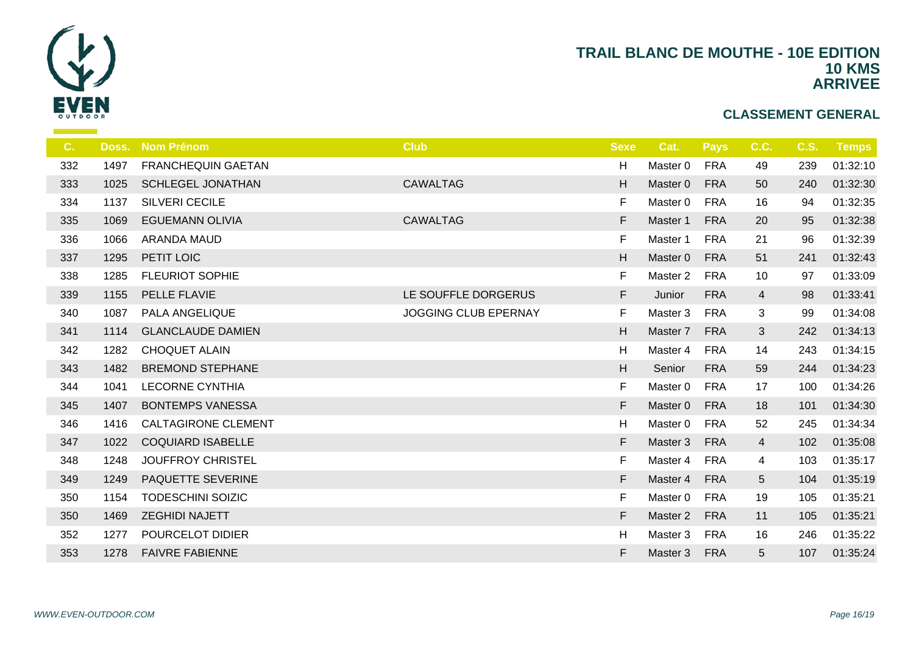# TRAIL BLANC DE MOUTHE - 10E EDITION
## 10 KMS
## ARRIVEE

### CLASSEMENT GENERAL

| C. | Doss. | Nom Prénom | Club | Sexe | Cat. | Pays | C.C. | C.S. | Temps |
|---|---|---|---|---|---|---|---|---|---|
| 332 | 1497 | FRANCHEQUIN GAETAN | | H | Master 0 | FRA | 49 | 239 | 01:32:10 |
| 333 | 1025 | SCHLEGEL JONATHAN | CAWALTAG | H | Master 0 | FRA | 50 | 240 | 01:32:30 |
| 334 | 1137 | SILVERI CECILE | | F | Master 0 | FRA | 16 | 94 | 01:32:35 |
| 335 | 1069 | EGUEMANN OLIVIA | CAWALTAG | F | Master 1 | FRA | 20 | 95 | 01:32:38 |
| 336 | 1066 | ARANDA MAUD | | F | Master 1 | FRA | 21 | 96 | 01:32:39 |
| 337 | 1295 | PETIT LOIC | | H | Master 0 | FRA | 51 | 241 | 01:32:43 |
| 338 | 1285 | FLEURIOT SOPHIE | | F | Master 2 | FRA | 10 | 97 | 01:33:09 |
| 339 | 1155 | PELLE FLAVIE | LE SOUFFLE DORGERUS | F | Junior | FRA | 4 | 98 | 01:33:41 |
| 340 | 1087 | PALA ANGELIQUE | JOGGING CLUB EPERNAY | F | Master 3 | FRA | 3 | 99 | 01:34:08 |
| 341 | 1114 | GLANCLAUDE DAMIEN | | H | Master 7 | FRA | 3 | 242 | 01:34:13 |
| 342 | 1282 | CHOQUET ALAIN | | H | Master 4 | FRA | 14 | 243 | 01:34:15 |
| 343 | 1482 | BREMOND STEPHANE | | H | Senior | FRA | 59 | 244 | 01:34:23 |
| 344 | 1041 | LECORNE CYNTHIA | | F | Master 0 | FRA | 17 | 100 | 01:34:26 |
| 345 | 1407 | BONTEMPS VANESSA | | F | Master 0 | FRA | 18 | 101 | 01:34:30 |
| 346 | 1416 | CALTAGIRONE CLEMENT | | H | Master 0 | FRA | 52 | 245 | 01:34:34 |
| 347 | 1022 | COQUIARD ISABELLE | | F | Master 3 | FRA | 4 | 102 | 01:35:08 |
| 348 | 1248 | JOUFFROY CHRISTEL | | F | Master 4 | FRA | 4 | 103 | 01:35:17 |
| 349 | 1249 | PAQUETTE SEVERINE | | F | Master 4 | FRA | 5 | 104 | 01:35:19 |
| 350 | 1154 | TODESCHINI SOIZIC | | F | Master 0 | FRA | 19 | 105 | 01:35:21 |
| 350 | 1469 | ZEGHIDI NAJETT | | F | Master 2 | FRA | 11 | 105 | 01:35:21 |
| 352 | 1277 | POURCELOT DIDIER | | H | Master 3 | FRA | 16 | 246 | 01:35:22 |
| 353 | 1278 | FAIVRE FABIENNE | | F | Master 3 | FRA | 5 | 107 | 01:35:24 |

*WWW.EVEN-OUTDOOR.COM*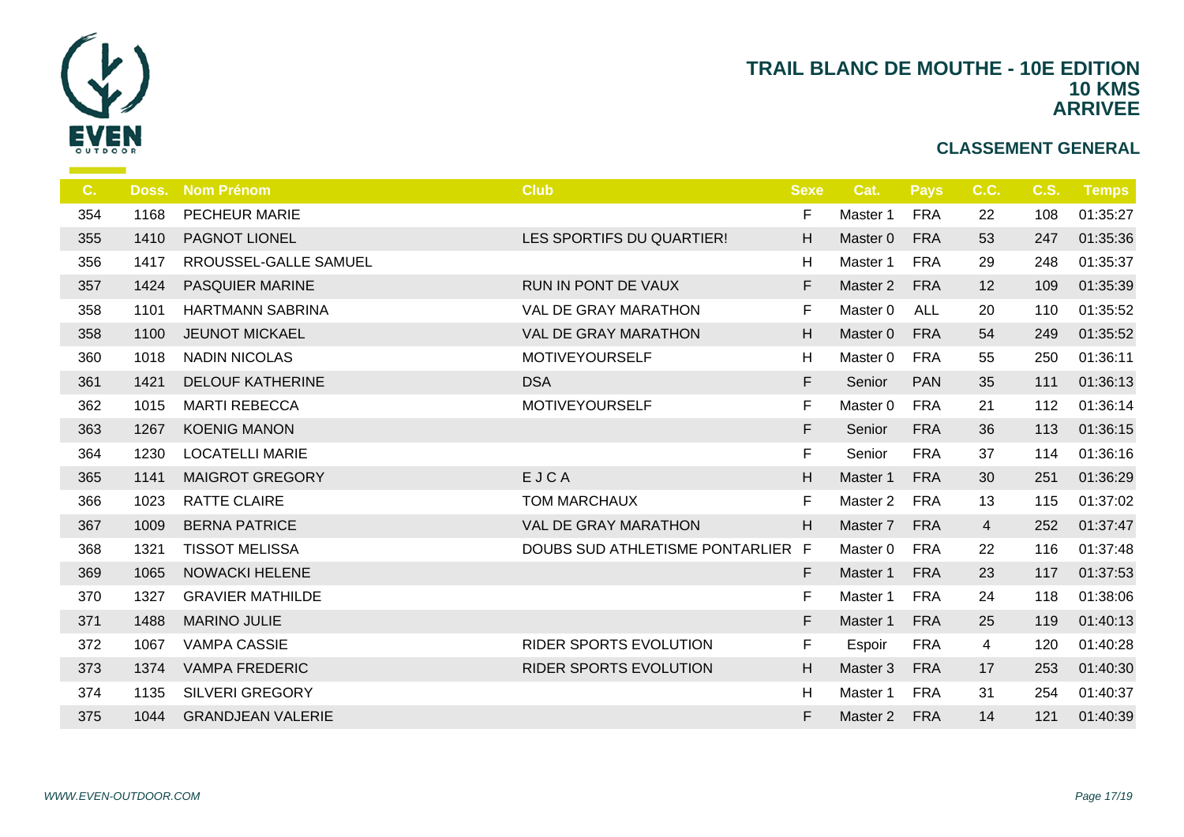# TRAIL BLANC DE MOUTHE - 10E EDITION
## 10 KMS
## ARRIVEE

### CLASSEMENT GENERAL

| C. | Doss. | Nom Prénom | Club | Sexe | Cat. | Pays | C.C. | C.S. | Temps |
|---|---|---|---|---|---|---|---|---|---|
| 354 | 1168 | PECHEUR MARIE | | F | Master 1 | FRA | 22 | 108 | 01:35:27 |
| 355 | 1410 | PAGNOT LIONEL | LES SPORTIFS DU QUARTIER! | H | Master 0 | FRA | 53 | 247 | 01:35:36 |
| 356 | 1417 | RROUSSEL-GALLE SAMUEL | | H | Master 1 | FRA | 29 | 248 | 01:35:37 |
| 357 | 1424 | PASQUIER MARINE | RUN IN PONT DE VAUX | F | Master 2 | FRA | 12 | 109 | 01:35:39 |
| 358 | 1101 | HARTMANN SABRINA | VAL DE GRAY MARATHON | F | Master 0 | ALL | 20 | 110 | 01:35:52 |
| 358 | 1100 | JEUNOT MICKAEL | VAL DE GRAY MARATHON | H | Master 0 | FRA | 54 | 249 | 01:35:52 |
| 360 | 1018 | NADIN NICOLAS | MOTIVEYOURSELF | H | Master 0 | FRA | 55 | 250 | 01:36:11 |
| 361 | 1421 | DELOUF KATHERINE | DSA | F | Senior | PAN | 35 | 111 | 01:36:13 |
| 362 | 1015 | MARTI REBECCA | MOTIVEYOURSELF | F | Master 0 | FRA | 21 | 112 | 01:36:14 |
| 363 | 1267 | KOENIG MANON | | F | Senior | FRA | 36 | 113 | 01:36:15 |
| 364 | 1230 | LOCATELLI MARIE | | F | Senior | FRA | 37 | 114 | 01:36:16 |
| 365 | 1141 | MAIGROT GREGORY | E J C A | H | Master 1 | FRA | 30 | 251 | 01:36:29 |
| 366 | 1023 | RATTE CLAIRE | TOM MARCHAUX | F | Master 2 | FRA | 13 | 115 | 01:37:02 |
| 367 | 1009 | BERNA PATRICE | VAL DE GRAY MARATHON | H | Master 7 | FRA | 4 | 252 | 01:37:47 |
| 368 | 1321 | TISSOT MELISSA | DOUBS SUD ATHLETISME PONTARLIER | F | Master 0 | FRA | 22 | 116 | 01:37:48 |
| 369 | 1065 | NOWACKI HELENE | | F | Master 1 | FRA | 23 | 117 | 01:37:53 |
| 370 | 1327 | GRAVIER MATHILDE | | F | Master 1 | FRA | 24 | 118 | 01:38:06 |
| 371 | 1488 | MARINO JULIE | | F | Master 1 | FRA | 25 | 119 | 01:40:13 |
| 372 | 1067 | VAMPA CASSIE | RIDER SPORTS EVOLUTION | F | Espoir | FRA | 4 | 120 | 01:40:28 |
| 373 | 1374 | VAMPA FREDERIC | RIDER SPORTS EVOLUTION | H | Master 3 | FRA | 17 | 253 | 01:40:30 |
| 374 | 1135 | SILVERI GREGORY | | H | Master 1 | FRA | 31 | 254 | 01:40:37 |
| 375 | 1044 | GRANDJEAN VALERIE | | F | Master 2 | FRA | 14 | 121 | 01:40:39 |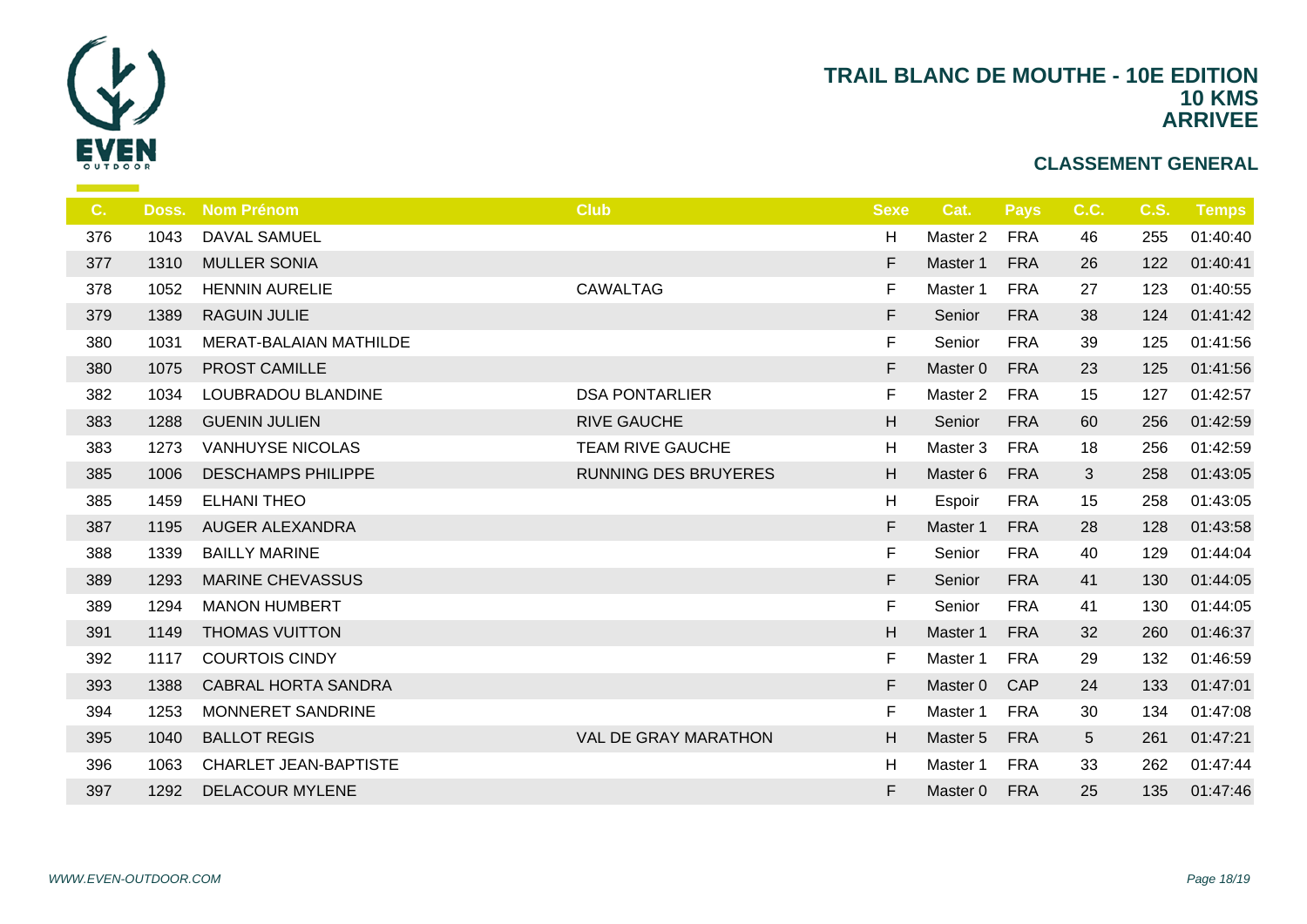# TRAIL BLANC DE MOUTHE - 10E EDITION
## 10 KMS
## ARRIVEE

### CLASSEMENT GENERAL

| C. | Doss. | Nom Prénom | Club | Sexe | Cat. | Pays | C.C. | C.S. | Temps |
|---|---|---|---|---|---|---|---|---|---|
| 376 | 1043 | DAVAL SAMUEL | | H | Master 2 | FRA | 46 | 255 | 01:40:40 |
| 377 | 1310 | MULLER SONIA | | F | Master 1 | FRA | 26 | 122 | 01:40:41 |
| 378 | 1052 | HENNIN AURELIE | CAWALTAG | F | Master 1 | FRA | 27 | 123 | 01:40:55 |
| 379 | 1389 | RAGUIN JULIE | | F | Senior | FRA | 38 | 124 | 01:41:42 |
| 380 | 1031 | MERAT-BALAIAN MATHILDE | | F | Senior | FRA | 39 | 125 | 01:41:56 |
| 380 | 1075 | PROST CAMILLE | | F | Master 0 | FRA | 23 | 125 | 01:41:56 |
| 382 | 1034 | LOUBRADOU BLANDINE | DSA PONTARLIER | F | Master 2 | FRA | 15 | 127 | 01:42:57 |
| 383 | 1288 | GUENIN JULIEN | RIVE GAUCHE | H | Senior | FRA | 60 | 256 | 01:42:59 |
| 383 | 1273 | VANHUYSE NICOLAS | TEAM RIVE GAUCHE | H | Master 3 | FRA | 18 | 256 | 01:42:59 |
| 385 | 1006 | DESCHAMPS PHILIPPE | RUNNING DES BRUYERES | H | Master 6 | FRA | 3 | 258 | 01:43:05 |
| 385 | 1459 | ELHANI THEO | | H | Espoir | FRA | 15 | 258 | 01:43:05 |
| 387 | 1195 | AUGER ALEXANDRA | | F | Master 1 | FRA | 28 | 128 | 01:43:58 |
| 388 | 1339 | BAILLY MARINE | | F | Senior | FRA | 40 | 129 | 01:44:04 |
| 389 | 1293 | MARINE CHEVASSUS | | F | Senior | FRA | 41 | 130 | 01:44:05 |
| 389 | 1294 | MANON HUMBERT | | F | Senior | FRA | 41 | 130 | 01:44:05 |
| 391 | 1149 | THOMAS VUITTON | | H | Master 1 | FRA | 32 | 260 | 01:46:37 |
| 392 | 1117 | COURTOIS CINDY | | F | Master 1 | FRA | 29 | 132 | 01:46:59 |
| 393 | 1388 | CABRAL HORTA SANDRA | | F | Master 0 | CAP | 24 | 133 | 01:47:01 |
| 394 | 1253 | MONNERET SANDRINE | | F | Master 1 | FRA | 30 | 134 | 01:47:08 |
| 395 | 1040 | BALLOT REGIS | VAL DE GRAY MARATHON | H | Master 5 | FRA | 5 | 261 | 01:47:21 |
| 396 | 1063 | CHARLET JEAN-BAPTISTE | | H | Master 1 | FRA | 33 | 262 | 01:47:44 |
| 397 | 1292 | DELACOUR MYLENE | | F | Master 0 | FRA | 25 | 135 | 01:47:46 |

*WWW.EVEN-OUTDOOR.COM*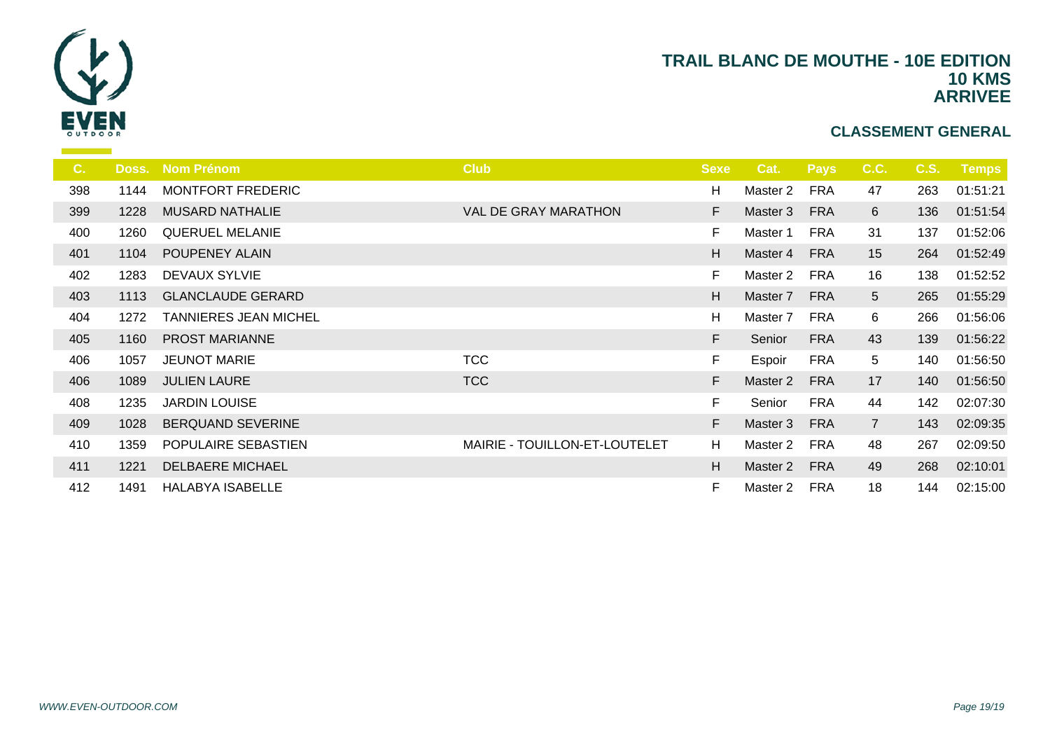# TRAIL BLANC DE MOUTHE - 10E EDITION
## 10 KMS
## ARRIVEE

### CLASSEMENT GENERAL

| C. | Doss. | Nom Prénom | Club | Sexe | Cat. | Pays | C.C. | C.S. | Temps |
|---|---|---|---|---|---|---|---|---|---|
| 398 | 1144 | MONTFORT FREDERIC | | H | Master 2 | FRA | 47 | 263 | 01:51:21 |
| 399 | 1228 | MUSARD NATHALIE | VAL DE GRAY MARATHON | F | Master 3 | FRA | 6 | 136 | 01:51:54 |
| 400 | 1260 | QUERUEL MELANIE | | F | Master 1 | FRA | 31 | 137 | 01:52:06 |
| 401 | 1104 | POUPENEY ALAIN | | H | Master 4 | FRA | 15 | 264 | 01:52:49 |
| 402 | 1283 | DEVAUX SYLVIE | | F | Master 2 | FRA | 16 | 138 | 01:52:52 |
| 403 | 1113 | GLANCLAUDE GERARD | | H | Master 7 | FRA | 5 | 265 | 01:55:29 |
| 404 | 1272 | TANNIERES JEAN MICHEL | | H | Master 7 | FRA | 6 | 266 | 01:56:06 |
| 405 | 1160 | PROST MARIANNE | | F | Senior | FRA | 43 | 139 | 01:56:22 |
| 406 | 1057 | JEUNOT MARIE | TCC | F | Espoir | FRA | 5 | 140 | 01:56:50 |
| 406 | 1089 | JULIEN LAURE | TCC | F | Master 2 | FRA | 17 | 140 | 01:56:50 |
| 408 | 1235 | JARDIN LOUISE | | F | Senior | FRA | 44 | 142 | 02:07:30 |
| 409 | 1028 | BERQUAND SEVERINE | | F | Master 3 | FRA | 7 | 143 | 02:09:35 |
| 410 | 1359 | POPULAIRE SEBASTIEN | MAIRIE - TOUILLON-ET-LOUTELET | H | Master 2 | FRA | 48 | 267 | 02:09:50 |
| 411 | 1221 | DELBAERE MICHAEL | | H | Master 2 | FRA | 49 | 268 | 02:10:01 |
| 412 | 1491 | HALABYA ISABELLE | | F | Master 2 | FRA | 18 | 144 | 02:15:00 |